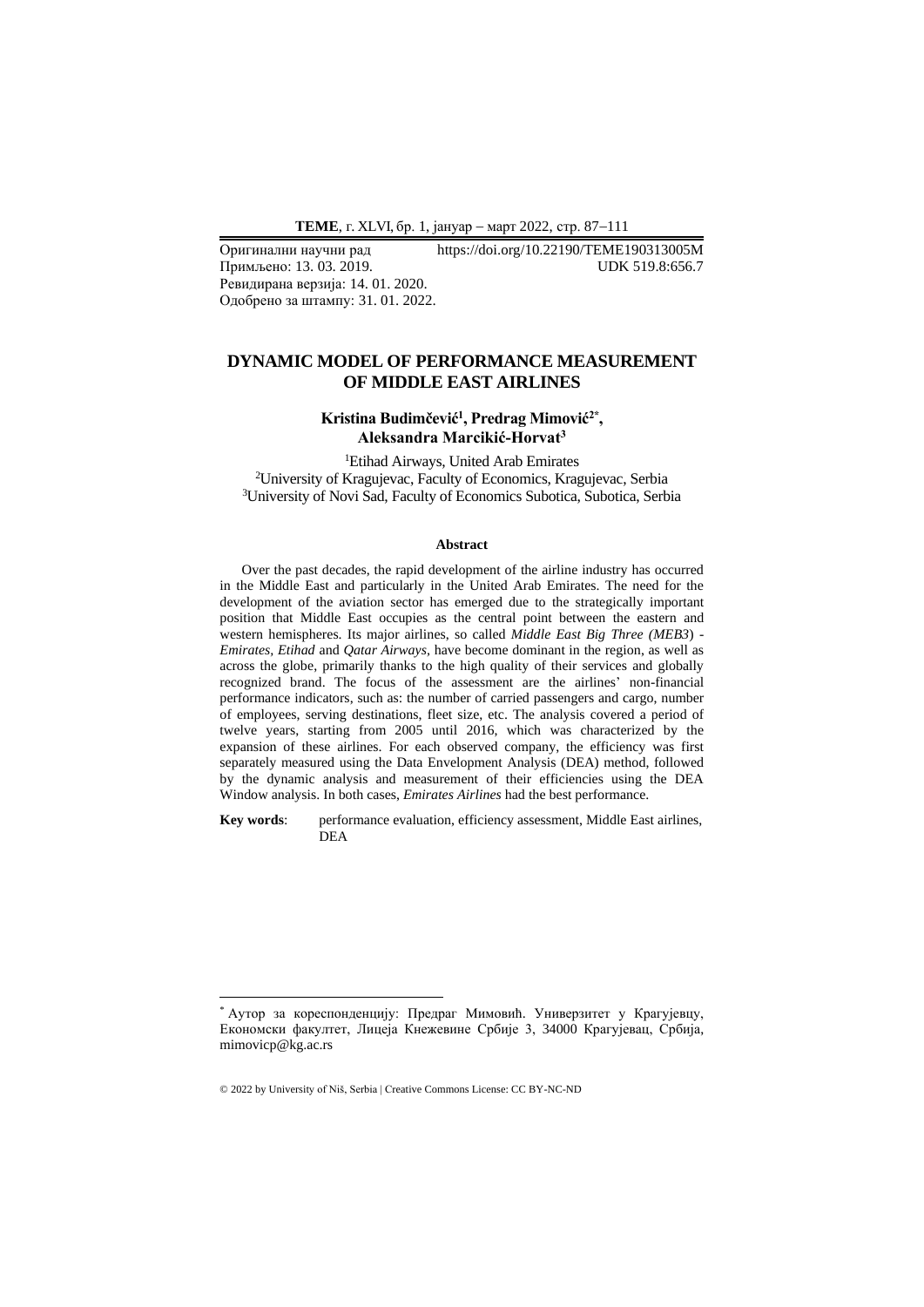Оригинални научни рад https://doi.org/10.22190/TEME190313005M
Примљено: 13. 03. 2019. UDK 519.8:656.7
Ревидирана верзија: 14. 01. 2020.
Одобрено за штампу: 31. 01. 2022.

# DYNAMIC MODEL OF PERFORMANCE MEASUREMENT OF MIDDLE EAST AIRLINES

**Kristina Budimčević[1], Predrag Mimović[2*], Aleksandra Marcikić-Horvat[3]**

[1]Etihad Airways, United Arab Emirates
[2]University of Kragujevac, Faculty of Economics, Kragujevac, Serbia
[3]University of Novi Sad, Faculty of Economics Subotica, Subotica, Serbia

### Abstract

Over the past decades, the rapid development of the airline industry has occurred in the Middle East and particularly in the United Arab Emirates. The need for the development of the aviation sector has emerged due to the strategically important position that Middle East occupies as the central point between the eastern and western hemispheres. Its major airlines, so called *Middle East Big Three (MEB3)* - *Emirates*, *Etihad* and *Qatar Airways*, have become dominant in the region, as well as across the globe, primarily thanks to the high quality of their services and globally recognized brand. The focus of the assessment are the airlines' non-financial performance indicators, such as: the number of carried passengers and cargo, number of employees, serving destinations, fleet size, etc. The analysis covered a period of twelve years, starting from 2005 until 2016, which was characterized by the expansion of these airlines. For each observed company, the efficiency was first separately measured using the Data Envelopment Analysis (DEA) method, followed by the dynamic analysis and measurement of their efficiencies using the DEA Window analysis. In both cases, *Emirates Airlines* had the best performance.

**Key words**: performance evaluation, efficiency assessment, Middle East airlines, DEA

[*] Аутор за кореспонденцију: Предраг Мимовић. Универзитет у Крагујевцу, Економски факултет, Лицеја Кнежевине Србије 3, 34000 Крагујевац, Србија, mimovicp@kg.ac.rs

© 2022 by University of Niš, Serbia | Creative Commons License: CC BY-NC-ND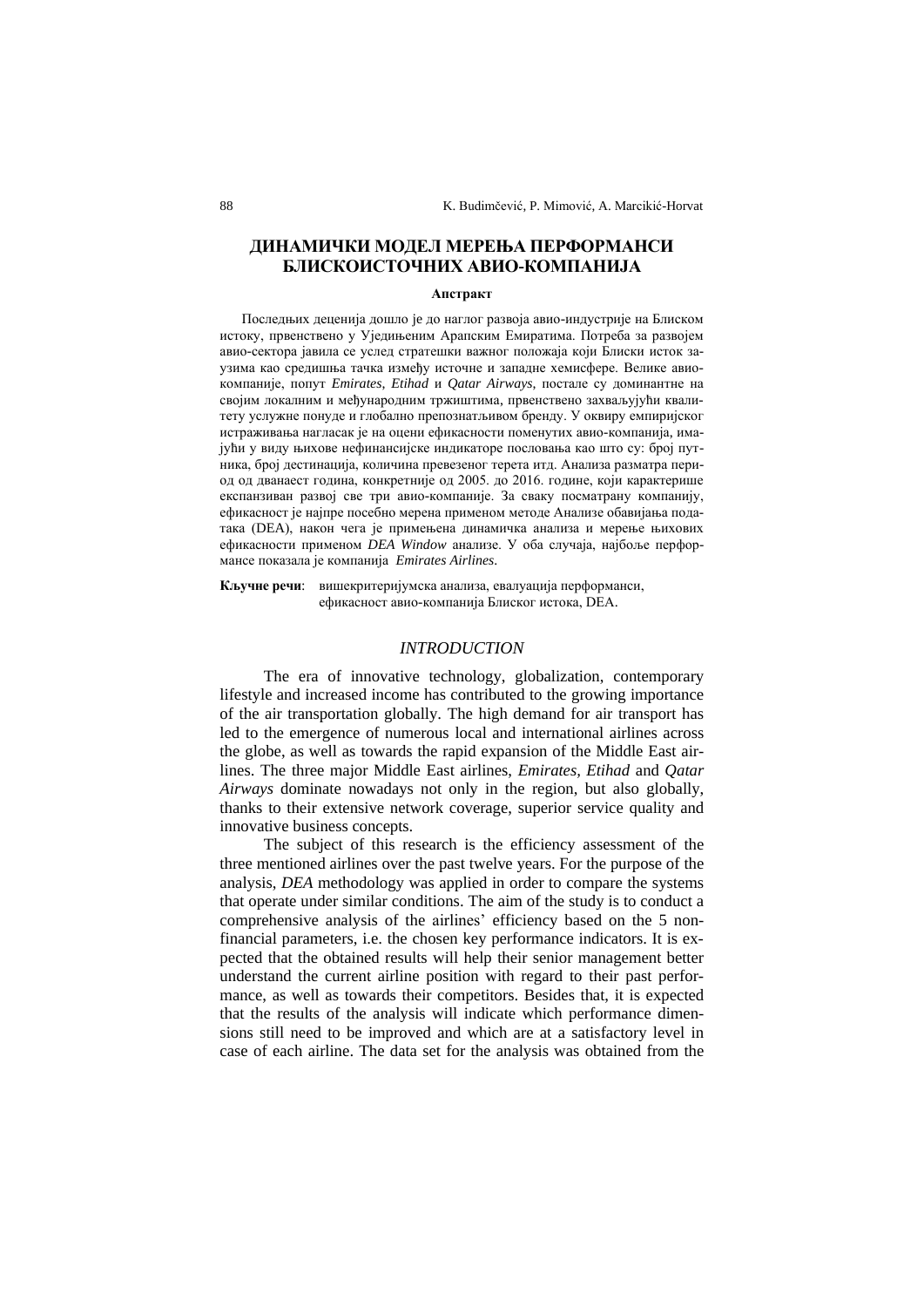# ДИНАМИЧКИ МОДЕЛ МЕРЕЊА ПЕРФОРМАНСИ БЛИСКОИСТОЧНИХ АВИО-КОМПАНИЈА

**Апстракт**

Последњих деценија дошло је до наглог развоја авио-индустрије на Блиском истоку, првенствено у Уједињеним Арапским Емиратима. Потреба за развојем авио-сектора јавила се услед стратешки важног положаја који Блиски исток заузима као средишња тачка између источне и западне хемисфере. Велике авио-компаније, попут *Emirates, Etihad* и *Qatar Airways,* постале су доминантне на својим локалним и међународним тржиштима, првенствено захваљујући квалитету услужне понуде и глобално препознатљивом бренду. У оквиру емпиријског истраживања нагласак је на оцени ефикасности поменутих авио-компанија, имајући у виду њихове нефинансијске индикаторе пословања као што су: број путника, број дестинација, количина превезеног терета итд. Анализа разматра период од дванаест година, конкретније од 2005. до 2016. године, који карактерише експанзиван развој све три авио-компаније. За сваку посматрану компанију, ефикасност је најпре посебно мерена применом методе Анализе обавијања података (DEA), након чега је примењена динамичка анализа и мерење њихових ефикасности применом *DEA Window* анализе. У оба случаја, најбоље перформансе показала је компанија *Emirates Airlines*.

**Кључне речи**: вишекритеријумска анализа, евалуација перформанси, ефикасност авио-компанија Блиског истока, DEA.

## *INTRODUCTION*

The era of innovative technology, globalization, contemporary lifestyle and increased income has contributed to the growing importance of the air transportation globally. The high demand for air transport has led to the emergence of numerous local and international airlines across the globe, as well as towards the rapid expansion of the Middle East airlines. The three major Middle East airlines, *Emirates, Etihad* and *Qatar Airways* dominate nowadays not only in the region, but also globally, thanks to their extensive network coverage, superior service quality and innovative business concepts.

The subject of this research is the efficiency assessment of the three mentioned airlines over the past twelve years. For the purpose of the analysis, *DEA* methodology was applied in order to compare the systems that operate under similar conditions. The aim of the study is to conduct a comprehensive analysis of the airlines' efficiency based on the 5 non-financial parameters, i.e. the chosen key performance indicators. It is expected that the obtained results will help their senior management better understand the current airline position with regard to their past performance, as well as towards their competitors. Besides that, it is expected that the results of the analysis will indicate which performance dimensions still need to be improved and which are at a satisfactory level in case of each airline. The data set for the analysis was obtained from the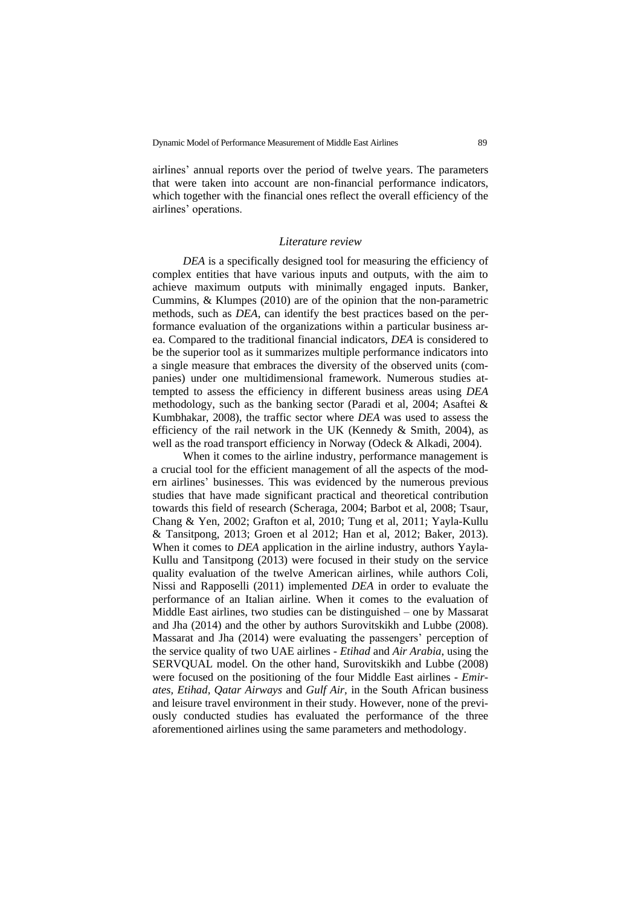airlines' annual reports over the period of twelve years. The parameters that were taken into account are non-financial performance indicators, which together with the financial ones reflect the overall efficiency of the airlines' operations.

### *Literature review*

*DEA* is a specifically designed tool for measuring the efficiency of complex entities that have various inputs and outputs, with the aim to achieve maximum outputs with minimally engaged inputs. Banker, Cummins, & Klumpes (2010) are of the opinion that the non-parametric methods, such as *DEA*, can identify the best practices based on the performance evaluation of the organizations within a particular business area. Compared to the traditional financial indicators, *DEA* is considered to be the superior tool as it summarizes multiple performance indicators into a single measure that embraces the diversity of the observed units (companies) under one multidimensional framework. Numerous studies attempted to assess the efficiency in different business areas using *DEA* methodology, such as the banking sector (Paradi et al, 2004; Asaftei & Kumbhakar, 2008), the traffic sector where *DEA* was used to assess the efficiency of the rail network in the UK (Kennedy & Smith, 2004), as well as the road transport efficiency in Norway (Odeck & Alkadi, 2004).

When it comes to the airline industry, performance management is a crucial tool for the efficient management of all the aspects of the modern airlines' businesses. This was evidenced by the numerous previous studies that have made significant practical and theoretical contribution towards this field of research (Scheraga, 2004; Barbot et al, 2008; Tsaur, Chang & Yen, 2002; Grafton et al, 2010; Tung et al, 2011; Yayla-Kullu & Tansitpong, 2013; Groen et al 2012; Han et al, 2012; Baker, 2013). When it comes to *DEA* application in the airline industry, authors Yayla-Kullu and Tansitpong (2013) were focused in their study on the service quality evaluation of the twelve American airlines, while authors Coli, Nissi and Rapposelli (2011) implemented *DEA* in order to evaluate the performance of an Italian airline. When it comes to the evaluation of Middle East airlines, two studies can be distinguished – one by Massarat and Jha (2014) and the other by authors Surovitskikh and Lubbe (2008). Massarat and Jha (2014) were evaluating the passengers' perception of the service quality of two UAE airlines - *Etihad* and *Air Arabia*, using the SERVQUAL model. On the other hand, Surovitskikh and Lubbe (2008) were focused on the positioning of the four Middle East airlines - *Emirates*, *Etihad*, *Qatar Airways* and *Gulf Air*, in the South African business and leisure travel environment in their study. However, none of the previously conducted studies has evaluated the performance of the three aforementioned airlines using the same parameters and methodology.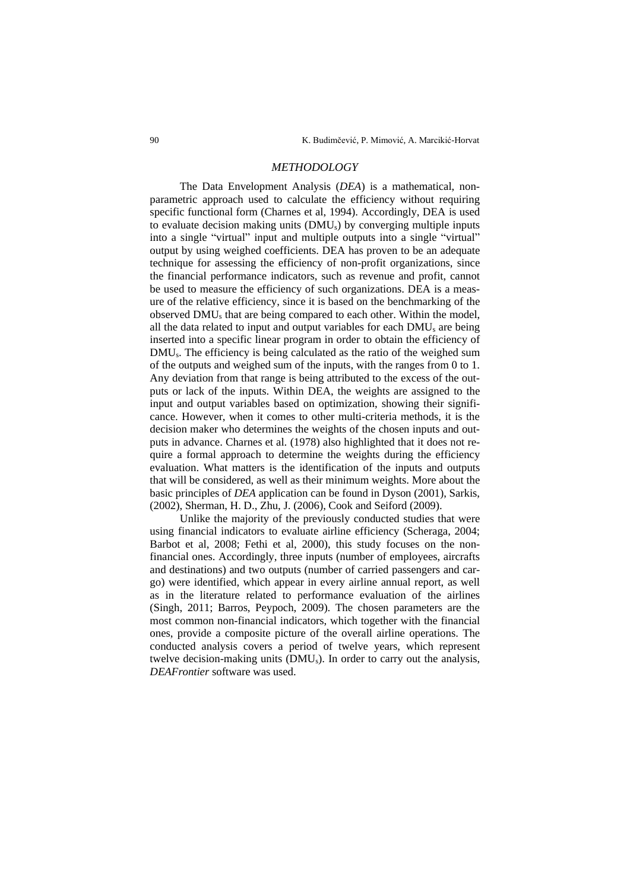## *METHODOLOGY*

The Data Envelopment Analysis (*DEA*) is a mathematical, non-parametric approach used to calculate the efficiency without requiring specific functional form (Charnes et al, 1994). Accordingly, DEA is used to evaluate decision making units ($DMU_s$) by converging multiple inputs into a single "virtual" input and multiple outputs into a single "virtual" output by using weighed coefficients. DEA has proven to be an adequate technique for assessing the efficiency of non-profit organizations, since the financial performance indicators, such as revenue and profit, cannot be used to measure the efficiency of such organizations. DEA is a measure of the relative efficiency, since it is based on the benchmarking of the observed $DMU_s$ that are being compared to each other. Within the model, all the data related to input and output variables for each $DMU_s$ are being inserted into a specific linear program in order to obtain the efficiency of $DMU_s$. The efficiency is being calculated as the ratio of the weighed sum of the outputs and weighed sum of the inputs, with the ranges from 0 to 1. Any deviation from that range is being attributed to the excess of the outputs or lack of the inputs. Within DEA, the weights are assigned to the input and output variables based on optimization, showing their significance. However, when it comes to other multi-criteria methods, it is the decision maker who determines the weights of the chosen inputs and outputs in advance. Charnes et al. (1978) also highlighted that it does not require a formal approach to determine the weights during the efficiency evaluation. What matters is the identification of the inputs and outputs that will be considered, as well as their minimum weights. More about the basic principles of *DEA* application can be found in Dyson (2001), Sarkis, (2002), Sherman, H. D., Zhu, J. (2006), Cook and Seiford (2009).

Unlike the majority of the previously conducted studies that were using financial indicators to evaluate airline efficiency (Scheraga, 2004; Barbot et al, 2008; Fethi et al, 2000), this study focuses on the non-financial ones. Accordingly, three inputs (number of employees, aircrafts and destinations) and two outputs (number of carried passengers and cargo) were identified, which appear in every airline annual report, as well as in the literature related to performance evaluation of the airlines (Singh, 2011; Barros, Peypoch, 2009). The chosen parameters are the most common non-financial indicators, which together with the financial ones, provide a composite picture of the overall airline operations. The conducted analysis covers a period of twelve years, which represent twelve decision-making units ($DMU_s$). In order to carry out the analysis, *DEAFrontier* software was used.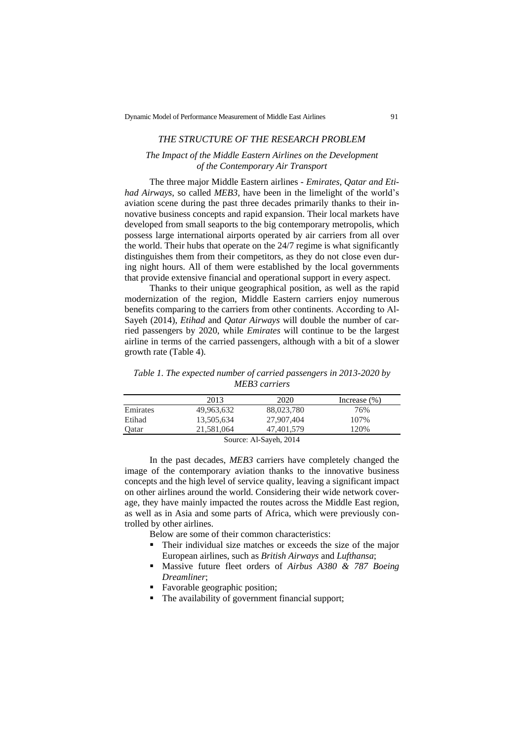## *THE STRUCTURE OF THE RESEARCH PROBLEM*

### *The Impact of the Middle Eastern Airlines on the Development of the Contemporary Air Transport*

The three major Middle Eastern airlines - *Emirates, Qatar and Etihad Airways,* so called *MEB3,* have been in the limelight of the world's aviation scene during the past three decades primarily thanks to their innovative business concepts and rapid expansion. Their local markets have developed from small seaports to the big contemporary metropolis, which possess large international airports operated by air carriers from all over the world. Their hubs that operate on the 24/7 regime is what significantly distinguishes them from their competitors, as they do not close even during night hours. All of them were established by the local governments that provide extensive financial and operational support in every aspect.

Thanks to their unique geographical position, as well as the rapid modernization of the region, Middle Eastern carriers enjoy numerous benefits comparing to the carriers from other continents. According to Al-Sayeh (2014), *Etihad* and *Qatar Airways* will double the number of carried passengers by 2020, while *Emirates* will continue to be the largest airline in terms of the carried passengers, although with a bit of a slower growth rate (Table 4).

*Table 1. The expected number of carried passengers in 2013-2020 by MEB3 carriers*

| | 2013 | 2020 | Increase (%) |
|---|---|---|---|
| Emirates | 49,963,632 | 88,023,780 | 76% |
| Etihad | 13,505,634 | 27,907,404 | 107% |
| Qatar | 21,581,064 | 47,401,579 | 120% |

Source: Al-Sayeh, 2014

In the past decades, *MEB3* carriers have completely changed the image of the contemporary aviation thanks to the innovative business concepts and the high level of service quality, leaving a significant impact on other airlines around the world. Considering their wide network coverage, they have mainly impacted the routes across the Middle East region, as well as in Asia and some parts of Africa, which were previously controlled by other airlines.

Below are some of their common characteristics:

- Their individual size matches or exceeds the size of the major European airlines, such as *British Airways* and *Lufthansa*;
- Massive future fleet orders of *Airbus A380 & 787 Boeing Dreamliner*;
- Favorable geographic position;
- The availability of government financial support;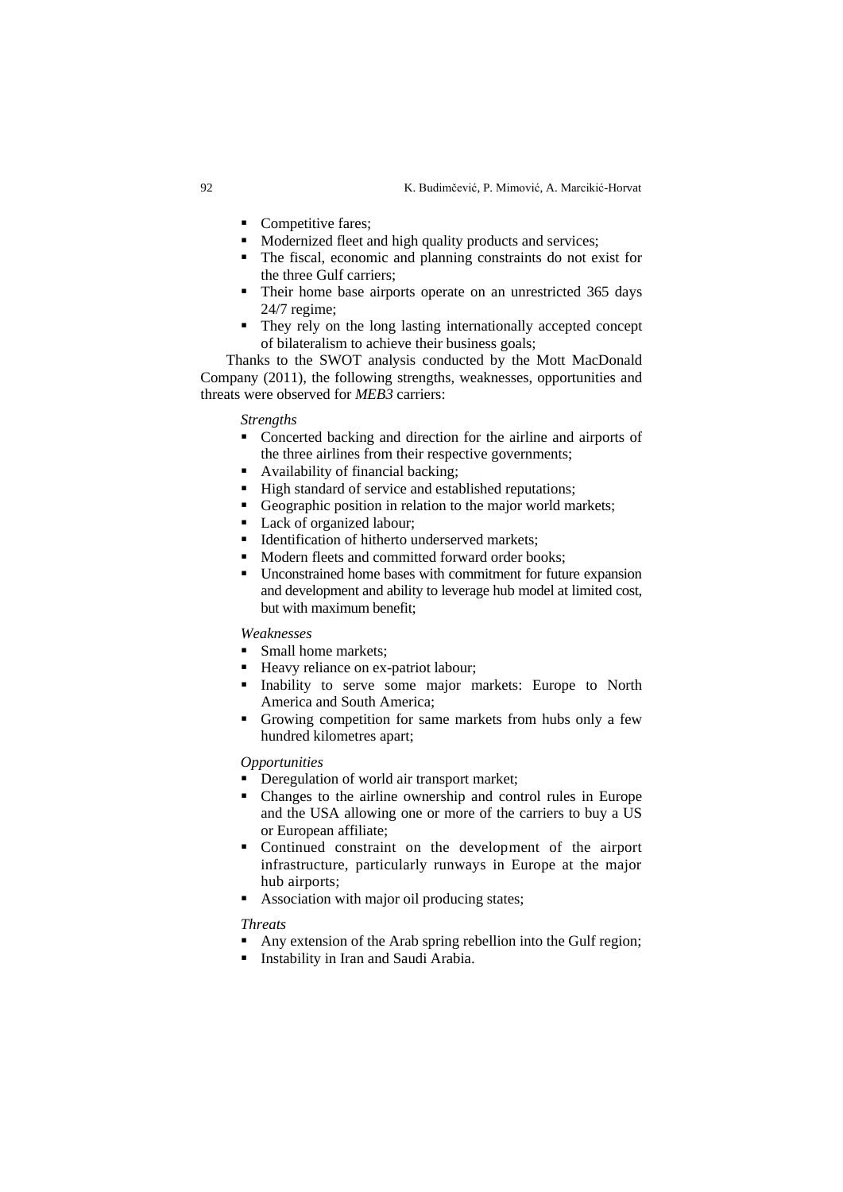- Competitive fares;
- Modernized fleet and high quality products and services;
- The fiscal, economic and planning constraints do not exist for the three Gulf carriers;
- Their home base airports operate on an unrestricted 365 days 24/7 regime;
- They rely on the long lasting internationally accepted concept of bilateralism to achieve their business goals;

Thanks to the SWOT analysis conducted by the Mott MacDonald Company (2011), the following strengths, weaknesses, opportunities and threats were observed for *MEB3* carriers:

*Strengths*

- Concerted backing and direction for the airline and airports of the three airlines from their respective governments;
- Availability of financial backing;
- High standard of service and established reputations;
- Geographic position in relation to the major world markets;
- Lack of organized labour;
- Identification of hitherto underserved markets;
- Modern fleets and committed forward order books;
- Unconstrained home bases with commitment for future expansion and development and ability to leverage hub model at limited cost, but with maximum benefit;

*Weaknesses*

- Small home markets;
- Heavy reliance on ex-patriot labour;
- Inability to serve some major markets: Europe to North America and South America;
- Growing competition for same markets from hubs only a few hundred kilometres apart;

*Opportunities*

- Deregulation of world air transport market;
- Changes to the airline ownership and control rules in Europe and the USA allowing one or more of the carriers to buy a US or European affiliate;
- Continued constraint on the development of the airport infrastructure, particularly runways in Europe at the major hub airports;
- Association with major oil producing states;

*Threats*

- Any extension of the Arab spring rebellion into the Gulf region;
- Instability in Iran and Saudi Arabia.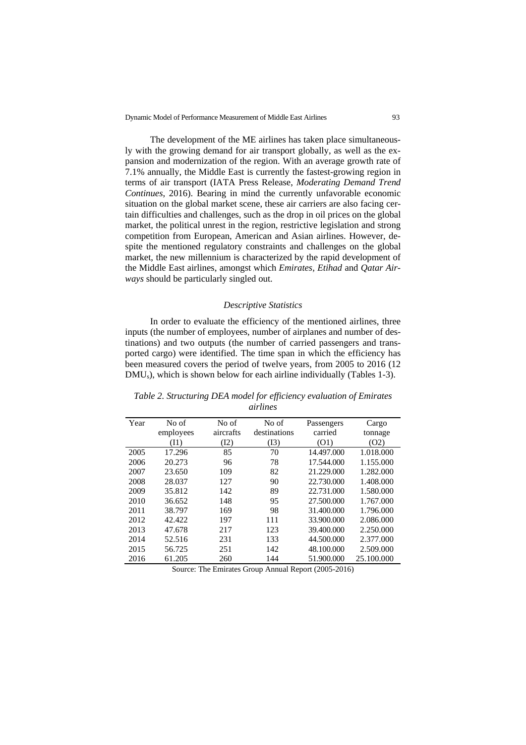The development of the ME airlines has taken place simultaneously with the growing demand for air transport globally, as well as the expansion and modernization of the region. With an average growth rate of 7.1% annually, the Middle East is currently the fastest-growing region in terms of air transport (IATA Press Release, *Moderating Demand Trend Continues*, 2016). Bearing in mind the currently unfavorable economic situation on the global market scene, these air carriers are also facing certain difficulties and challenges, such as the drop in oil prices on the global market, the political unrest in the region, restrictive legislation and strong competition from European, American and Asian airlines. However, despite the mentioned regulatory constraints and challenges on the global market, the new millennium is characterized by the rapid development of the Middle East airlines, amongst which *Emirates*, *Etihad* and *Qatar Airways* should be particularly singled out.

### *Descriptive Statistics*

In order to evaluate the efficiency of the mentioned airlines, three inputs (the number of employees, number of airplanes and number of destinations) and two outputs (the number of carried passengers and transported cargo) were identified. The time span in which the efficiency has been measured covers the period of twelve years, from 2005 to 2016 (12 $DMU_s$), which is shown below for each airline individually (Tables 1-3).

*Table 2. Structuring DEA model for efficiency evaluation of Emirates airlines*

| Year | No of employees (I1) | No of aircrafts (I2) | No of destinations (I3) | Passengers carried (O1) | Cargo tonnage (O2) |
|---|---|---|---|---|---|
| 2005 | 17.296 | 85 | 70 | 14.497.000 | 1.018.000 |
| 2006 | 20.273 | 96 | 78 | 17.544.000 | 1.155.000 |
| 2007 | 23.650 | 109 | 82 | 21.229.000 | 1.282.000 |
| 2008 | 28.037 | 127 | 90 | 22.730.000 | 1.408.000 |
| 2009 | 35.812 | 142 | 89 | 22.731.000 | 1.580.000 |
| 2010 | 36.652 | 148 | 95 | 27.500.000 | 1.767.000 |
| 2011 | 38.797 | 169 | 98 | 31.400.000 | 1.796.000 |
| 2012 | 42.422 | 197 | 111 | 33.900.000 | 2.086.000 |
| 2013 | 47.678 | 217 | 123 | 39.400.000 | 2.250.000 |
| 2014 | 52.516 | 231 | 133 | 44.500.000 | 2.377.000 |
| 2015 | 56.725 | 251 | 142 | 48.100.000 | 2.509.000 |
| 2016 | 61.205 | 260 | 144 | 51.900.000 | 25.100.000 |

Source: The Emirates Group Annual Report (2005-2016)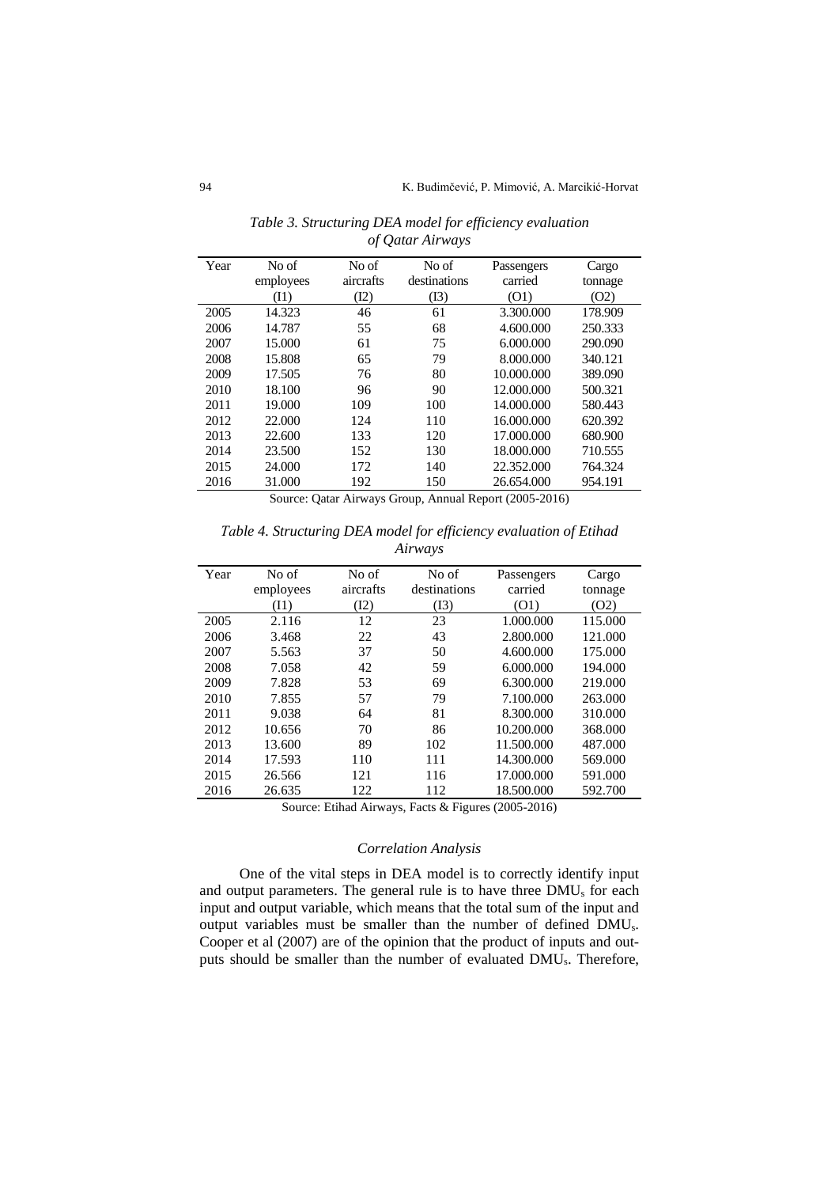*Table 3. Structuring DEA model for efficiency evaluation of Qatar Airways*

| Year | No of employees (I1) | No of aircrafts (I2) | No of destinations (I3) | Passengers carried (O1) | Cargo tonnage (O2) |
|---|---|---|---|---|---|
| 2005 | 14.323 | 46 | 61 | 3.300.000 | 178.909 |
| 2006 | 14.787 | 55 | 68 | 4.600.000 | 250.333 |
| 2007 | 15.000 | 61 | 75 | 6.000.000 | 290.090 |
| 2008 | 15.808 | 65 | 79 | 8.000.000 | 340.121 |
| 2009 | 17.505 | 76 | 80 | 10.000.000 | 389.090 |
| 2010 | 18.100 | 96 | 90 | 12.000.000 | 500.321 |
| 2011 | 19.000 | 109 | 100 | 14.000.000 | 580.443 |
| 2012 | 22.000 | 124 | 110 | 16.000.000 | 620.392 |
| 2013 | 22.600 | 133 | 120 | 17.000.000 | 680.900 |
| 2014 | 23.500 | 152 | 130 | 18.000.000 | 710.555 |
| 2015 | 24.000 | 172 | 140 | 22.352.000 | 764.324 |
| 2016 | 31.000 | 192 | 150 | 26.654.000 | 954.191 |

Source: Qatar Airways Group, Annual Report (2005-2016)

*Table 4. Structuring DEA model for efficiency evaluation of Etihad Airways*

| Year | No of employees (I1) | No of aircrafts (I2) | No of destinations (I3) | Passengers carried (O1) | Cargo tonnage (O2) |
|---|---|---|---|---|---|
| 2005 | 2.116 | 12 | 23 | 1.000.000 | 115.000 |
| 2006 | 3.468 | 22 | 43 | 2.800.000 | 121.000 |
| 2007 | 5.563 | 37 | 50 | 4.600.000 | 175.000 |
| 2008 | 7.058 | 42 | 59 | 6.000.000 | 194.000 |
| 2009 | 7.828 | 53 | 69 | 6.300.000 | 219.000 |
| 2010 | 7.855 | 57 | 79 | 7.100.000 | 263.000 |
| 2011 | 9.038 | 64 | 81 | 8.300.000 | 310.000 |
| 2012 | 10.656 | 70 | 86 | 10.200.000 | 368.000 |
| 2013 | 13.600 | 89 | 102 | 11.500.000 | 487.000 |
| 2014 | 17.593 | 110 | 111 | 14.300.000 | 569.000 |
| 2015 | 26.566 | 121 | 116 | 17.000.000 | 591.000 |
| 2016 | 26.635 | 122 | 112 | 18.500.000 | 592.700 |

Source: Etihad Airways, Facts & Figures (2005-2016)

### *Correlation Analysis*

One of the vital steps in DEA model is to correctly identify input and output parameters. The general rule is to have three $DMU_s$ for each input and output variable, which means that the total sum of the input and output variables must be smaller than the number of defined $DMU_s$. Cooper et al (2007) are of the opinion that the product of inputs and outputs should be smaller than the number of evaluated $DMU_s$. Therefore,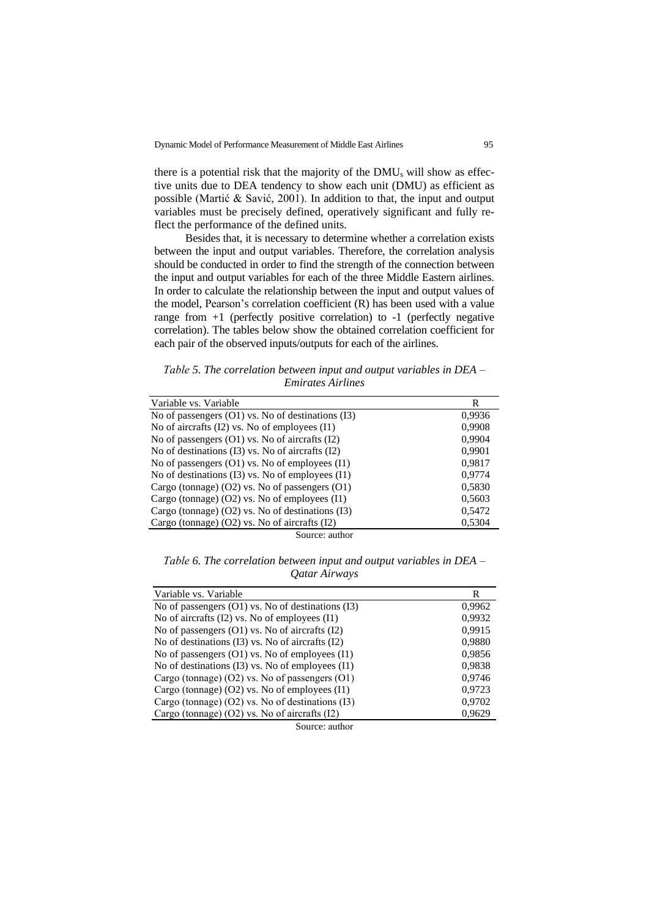there is a potential risk that the majority of the $DMU_s$ will show as effective units due to DEA tendency to show each unit (DMU) as efficient as possible (Martić & Savić, 2001). In addition to that, the input and output variables must be precisely defined, operatively significant and fully reflect the performance of the defined units.

Besides that, it is necessary to determine whether a correlation exists between the input and output variables. Therefore, the correlation analysis should be conducted in order to find the strength of the connection between the input and output variables for each of the three Middle Eastern airlines. In order to calculate the relationship between the input and output values of the model, Pearson's correlation coefficient (R) has been used with a value range from +1 (perfectly positive correlation) to -1 (perfectly negative correlation). The tables below show the obtained correlation coefficient for each pair of the observed inputs/outputs for each of the airlines.

*Table 5. The correlation between input and output variables in DEA – Emirates Airlines*

| Variable vs. Variable | R |
|---|---|
| No of passengers (O1) vs. No of destinations (I3) | 0,9936 |
| No of aircrafts (I2) vs. No of employees (I1) | 0,9908 |
| No of passengers (O1) vs. No of aircrafts (I2) | 0,9904 |
| No of destinations (I3) vs. No of aircrafts (I2) | 0,9901 |
| No of passengers (O1) vs. No of employees (I1) | 0,9817 |
| No of destinations (I3) vs. No of employees (I1) | 0,9774 |
| Cargo (tonnage) (O2) vs. No of passengers (O1) | 0,5830 |
| Cargo (tonnage) (O2) vs. No of employees (I1) | 0,5603 |
| Cargo (tonnage) (O2) vs. No of destinations (I3) | 0,5472 |
| Cargo (tonnage) (O2) vs. No of aircrafts (I2) | 0,5304 |

Source: author

*Table 6. The correlation between input and output variables in DEA – Qatar Airways*

| Variable vs. Variable | R |
|---|---|
| No of passengers (O1) vs. No of destinations (I3) | 0,9962 |
| No of aircrafts (I2) vs. No of employees (I1) | 0,9932 |
| No of passengers (O1) vs. No of aircrafts (I2) | 0,9915 |
| No of destinations (I3) vs. No of aircrafts (I2) | 0,9880 |
| No of passengers (O1) vs. No of employees (I1) | 0,9856 |
| No of destinations (I3) vs. No of employees (I1) | 0,9838 |
| Cargo (tonnage) (O2) vs. No of passengers (O1) | 0,9746 |
| Cargo (tonnage) (O2) vs. No of employees (I1) | 0,9723 |
| Cargo (tonnage) (O2) vs. No of destinations (I3) | 0,9702 |
| Cargo (tonnage) (O2) vs. No of aircrafts (I2) | 0,9629 |

Source: author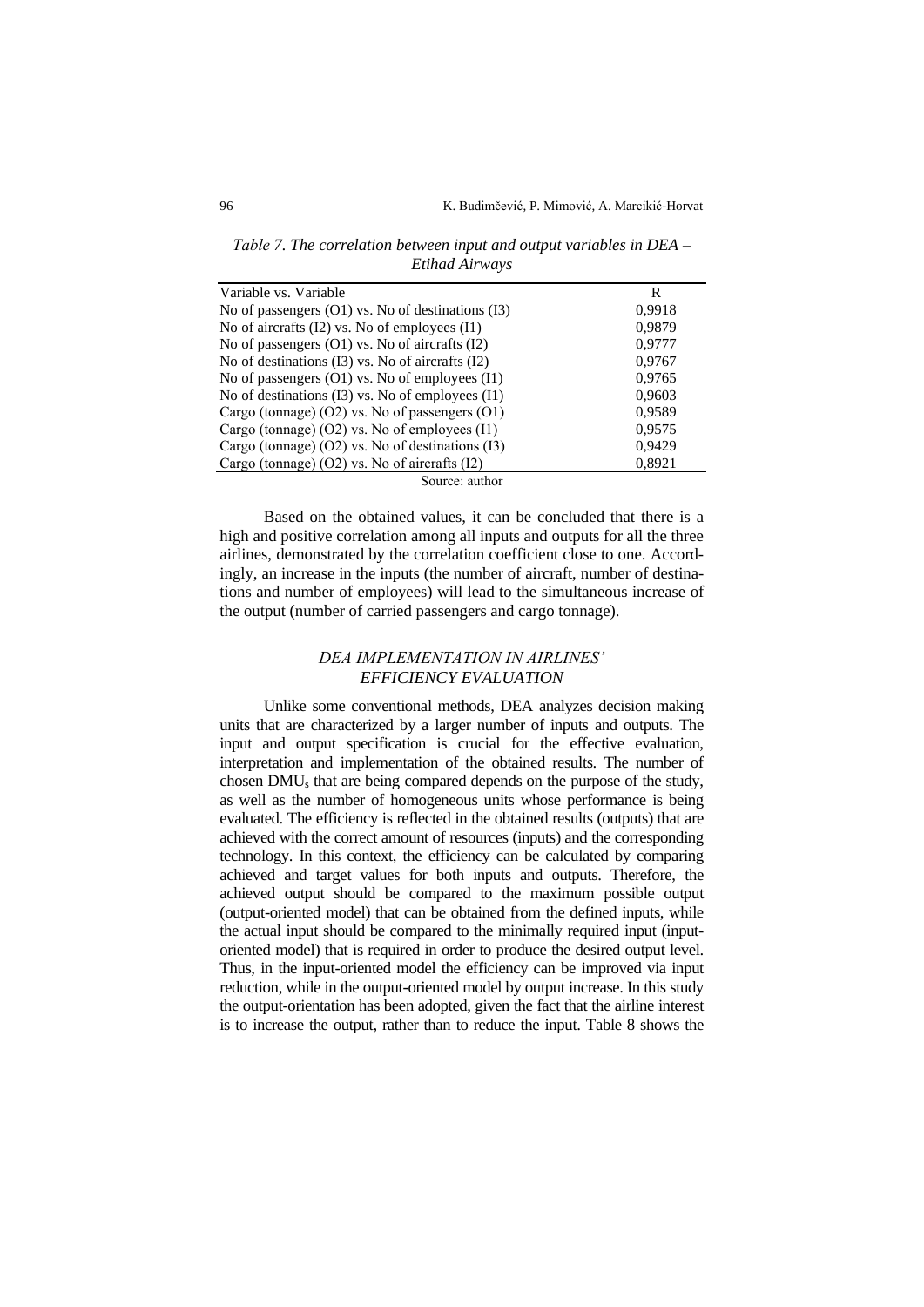*Table 7. The correlation between input and output variables in DEA – Etihad Airways*

| Variable vs. Variable | R |
|---|---|
| No of passengers (O1) vs. No of destinations (I3) | 0,9918 |
| No of aircrafts (I2) vs. No of employees (I1) | 0,9879 |
| No of passengers (O1) vs. No of aircrafts (I2) | 0,9777 |
| No of destinations (I3) vs. No of aircrafts (I2) | 0,9767 |
| No of passengers (O1) vs. No of employees (I1) | 0,9765 |
| No of destinations (I3) vs. No of employees (I1) | 0,9603 |
| Cargo (tonnage) (O2) vs. No of passengers (O1) | 0,9589 |
| Cargo (tonnage) (O2) vs. No of employees (I1) | 0,9575 |
| Cargo (tonnage) (O2) vs. No of destinations (I3) | 0,9429 |
| Cargo (tonnage) (O2) vs. No of aircrafts (I2) | 0,8921 |

Source: author

Based on the obtained values, it can be concluded that there is a high and positive correlation among all inputs and outputs for all the three airlines, demonstrated by the correlation coefficient close to one. Accordingly, an increase in the inputs (the number of aircraft, number of destinations and number of employees) will lead to the simultaneous increase of the output (number of carried passengers and cargo tonnage).

## *DEA IMPLEMENTATION IN AIRLINES' EFFICIENCY EVALUATION*

Unlike some conventional methods, DEA analyzes decision making units that are characterized by a larger number of inputs and outputs. The input and output specification is crucial for the effective evaluation, interpretation and implementation of the obtained results. The number of chosen $DMU_s$ that are being compared depends on the purpose of the study, as well as the number of homogeneous units whose performance is being evaluated. The efficiency is reflected in the obtained results (outputs) that are achieved with the correct amount of resources (inputs) and the corresponding technology. In this context, the efficiency can be calculated by comparing achieved and target values for both inputs and outputs. Therefore, the achieved output should be compared to the maximum possible output (output-oriented model) that can be obtained from the defined inputs, while the actual input should be compared to the minimally required input (input-oriented model) that is required in order to produce the desired output level. Thus, in the input-oriented model the efficiency can be improved via input reduction, while in the output-oriented model by output increase. In this study the output-orientation has been adopted, given the fact that the airline interest is to increase the output, rather than to reduce the input. Table 8 shows the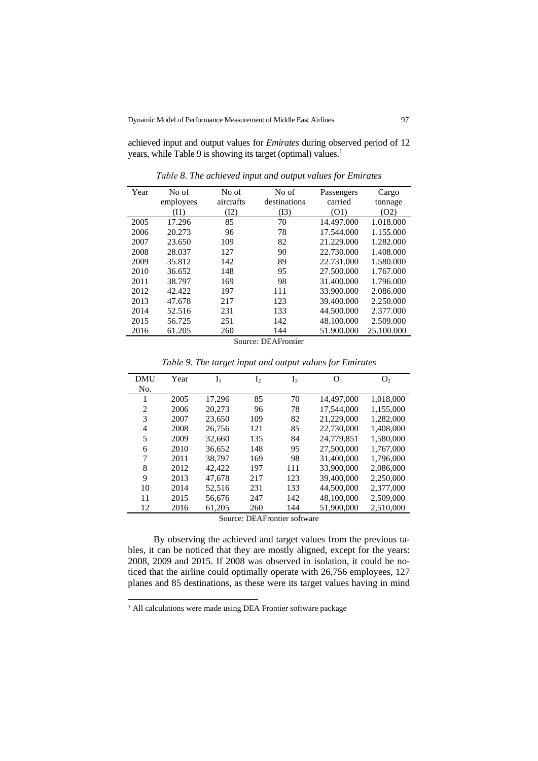achieved input and output values for *Emirates* during observed period of 12 years, while Table 9 is showing its target (optimal) values.[1]

*Table 8. The achieved input and output values for Emirates*

| Year | No of employees (I1) | No of aircrafts (I2) | No of destinations (I3) | Passengers carried (O1) | Cargo tonnage (O2) |
|---|---|---|---|---|---|
| 2005 | 17.296 | 85 | 70 | 14.497.000 | 1.018.000 |
| 2006 | 20.273 | 96 | 78 | 17.544.000 | 1.155.000 |
| 2007 | 23.650 | 109 | 82 | 21.229.000 | 1.282.000 |
| 2008 | 28.037 | 127 | 90 | 22.730.000 | 1.408.000 |
| 2009 | 35.812 | 142 | 89 | 22.731.000 | 1.580.000 |
| 2010 | 36.652 | 148 | 95 | 27.500.000 | 1.767.000 |
| 2011 | 38.797 | 169 | 98 | 31.400.000 | 1.796.000 |
| 2012 | 42.422 | 197 | 111 | 33.900.000 | 2.086.000 |
| 2013 | 47.678 | 217 | 123 | 39.400.000 | 2.250.000 |
| 2014 | 52.516 | 231 | 133 | 44.500.000 | 2.377.000 |
| 2015 | 56.725 | 251 | 142 | 48.100.000 | 2.509.000 |
| 2016 | 61.205 | 260 | 144 | 51.900.000 | 25.100.000 |

Source: DEAFrontier

*Table 9. The target input and output values for Emirates*

| DMU No. | Year | $I_1$ | $I_2$ | $I_3$ | $O_1$ | $O_2$ |
|---|---|---|---|---|---|---|
| 1 | 2005 | 17,296 | 85 | 70 | 14,497,000 | 1,018,000 |
| 2 | 2006 | 20,273 | 96 | 78 | 17,544,000 | 1,155,000 |
| 3 | 2007 | 23,650 | 109 | 82 | 21,229,000 | 1,282,000 |
| 4 | 2008 | 26,756 | 121 | 85 | 22,730,000 | 1,408,000 |
| 5 | 2009 | 32,660 | 135 | 84 | 24,779,851 | 1,580,000 |
| 6 | 2010 | 36,652 | 148 | 95 | 27,500,000 | 1,767,000 |
| 7 | 2011 | 38,797 | 169 | 98 | 31,400,000 | 1,796,000 |
| 8 | 2012 | 42,422 | 197 | 111 | 33,900,000 | 2,086,000 |
| 9 | 2013 | 47,678 | 217 | 123 | 39,400,000 | 2,250,000 |
| 10 | 2014 | 52,516 | 231 | 133 | 44,500,000 | 2,377,000 |
| 11 | 2015 | 56,676 | 247 | 142 | 48,100,000 | 2,509,000 |
| 12 | 2016 | 61,205 | 260 | 144 | 51,900,000 | 2,510,000 |

Source: DEAFrontier software

By observing the achieved and target values from the previous tables, it can be noticed that they are mostly aligned, except for the years: 2008, 2009 and 2015. If 2008 was observed in isolation, it could be noticed that the airline could optimally operate with 26,756 employees, 127 planes and 85 destinations, as these were its target values having in mind

[1] All calculations were made using DEA Frontier software package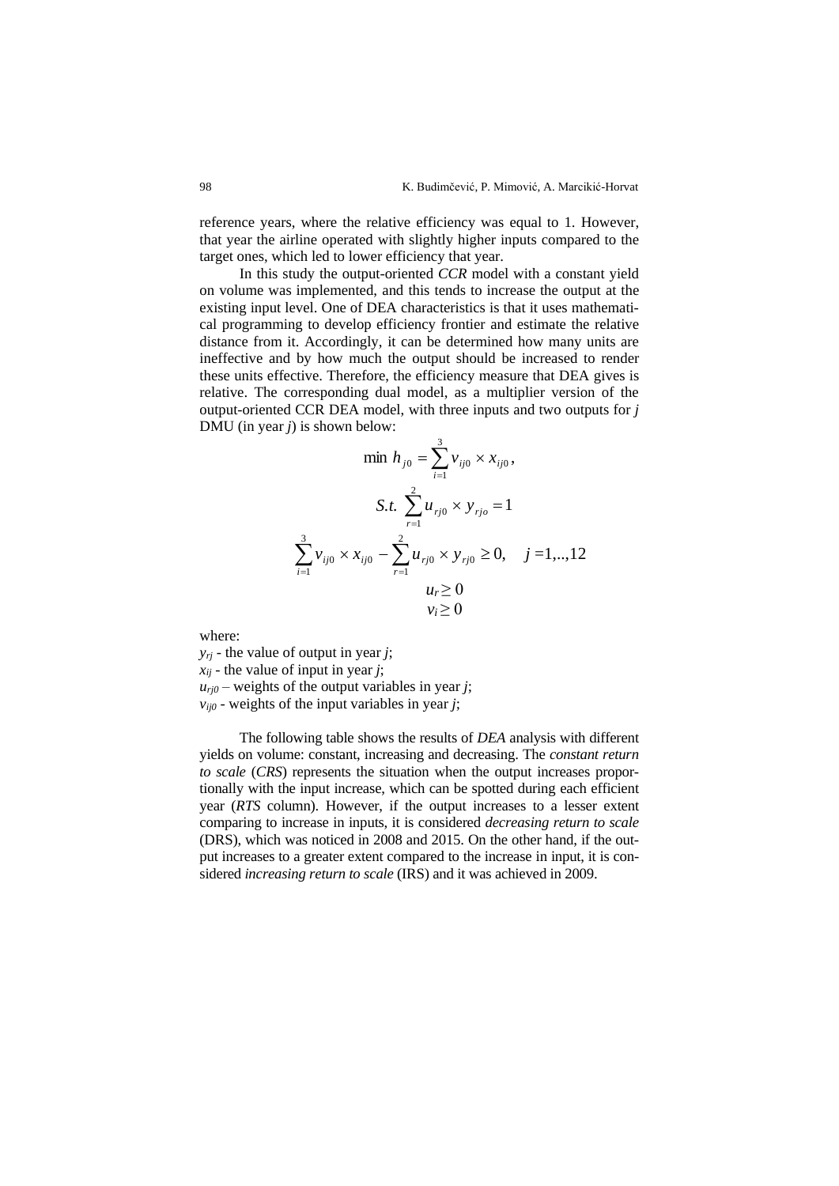reference years, where the relative efficiency was equal to 1. However, that year the airline operated with slightly higher inputs compared to the target ones, which led to lower efficiency that year.

In this study the output-oriented *CCR* model with a constant yield on volume was implemented, and this tends to increase the output at the existing input level. One of DEA characteristics is that it uses mathematical programming to develop efficiency frontier and estimate the relative distance from it. Accordingly, it can be determined how many units are ineffective and by how much the output should be increased to render these units effective. Therefore, the efficiency measure that DEA gives is relative. The corresponding dual model, as a multiplier version of the output-oriented CCR DEA model, with three inputs and two outputs for $j$ DMU (in year $j$) is shown below:

$$\min\ h_{j0} = \sum_{i=1}^{3} v_{ij0} \times x_{ij0},$$

$$S.t.\ \sum_{r=1}^{2} u_{rj0} \times y_{rjo} = 1$$

$$\sum_{i=1}^{3} v_{ij0} \times x_{ij0} - \sum_{r=1}^{2} u_{rj0} \times y_{rj0} \geq 0, \quad j = 1,..,12$$

$$u_r \geq 0$$

$$v_i \geq 0$$

where:

$y_{rj}$ - the value of output in year $j$;
$x_{ij}$ - the value of input in year $j$;
$u_{rj0}$ – weights of the output variables in year $j$;
$v_{ij0}$ - weights of the input variables in year $j$;

The following table shows the results of *DEA* analysis with different yields on volume: constant, increasing and decreasing. The *constant return to scale* (*CRS*) represents the situation when the output increases proportionally with the input increase, which can be spotted during each efficient year (*RTS* column). However, if the output increases to a lesser extent comparing to increase in inputs, it is considered *decreasing return to scale* (DRS), which was noticed in 2008 and 2015. On the other hand, if the output increases to a greater extent compared to the increase in input, it is considered *increasing return to scale* (IRS) and it was achieved in 2009.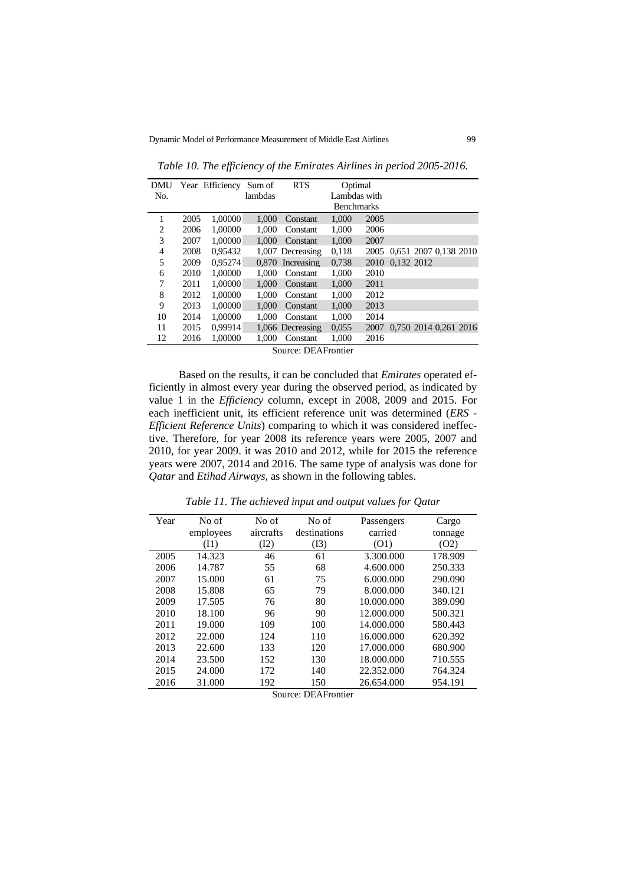*Table 10. The efficiency of the Emirates Airlines in period 2005-2016.*

| DMU No. | Year | Efficiency | Sum of lambdas | RTS | Optimal Lambdas with Benchmarks | | | | | |
|---|---|---|---|---|---|---|---|---|---|---|
| 1 | 2005 | 1,00000 | 1,000 | Constant | 1,000 | 2005 | | | | |
| 2 | 2006 | 1,00000 | 1,000 | Constant | 1,000 | 2006 | | | | |
| 3 | 2007 | 1,00000 | 1,000 | Constant | 1,000 | 2007 | | | | |
| 4 | 2008 | 0,95432 | 1,007 | Decreasing | 0,118 | 2005 | 0,651 | 2007 | 0,138 | 2010 |
| 5 | 2009 | 0,95274 | 0,870 | Increasing | 0,738 | 2010 | 0,132 | 2012 | | |
| 6 | 2010 | 1,00000 | 1,000 | Constant | 1,000 | 2010 | | | | |
| 7 | 2011 | 1,00000 | 1,000 | Constant | 1,000 | 2011 | | | | |
| 8 | 2012 | 1,00000 | 1,000 | Constant | 1,000 | 2012 | | | | |
| 9 | 2013 | 1,00000 | 1,000 | Constant | 1,000 | 2013 | | | | |
| 10 | 2014 | 1,00000 | 1,000 | Constant | 1,000 | 2014 | | | | |
| 11 | 2015 | 0,99914 | 1,066 | Decreasing | 0,055 | 2007 | 0,750 | 2014 | 0,261 | 2016 |
| 12 | 2016 | 1,00000 | 1,000 | Constant | 1,000 | 2016 | | | | |

Source: DEAFrontier

Based on the results, it can be concluded that *Emirates* operated efficiently in almost every year during the observed period, as indicated by value 1 in the *Efficiency* column, except in 2008, 2009 and 2015. For each inefficient unit, its efficient reference unit was determined (*ERS - Efficient Reference Units*) comparing to which it was considered ineffective. Therefore, for year 2008 its reference years were 2005, 2007 and 2010, for year 2009. it was 2010 and 2012, while for 2015 the reference years were 2007, 2014 and 2016. The same type of analysis was done for *Qatar* and *Etihad Airways*, as shown in the following tables.

*Table 11. The achieved input and output values for Qatar*

| Year | No of employees (I1) | No of aircrafts (I2) | No of destinations (I3) | Passengers carried (O1) | Cargo tonnage (O2) |
|---|---|---|---|---|---|
| 2005 | 14.323 | 46 | 61 | 3.300.000 | 178.909 |
| 2006 | 14.787 | 55 | 68 | 4.600.000 | 250.333 |
| 2007 | 15.000 | 61 | 75 | 6.000.000 | 290.090 |
| 2008 | 15.808 | 65 | 79 | 8.000.000 | 340.121 |
| 2009 | 17.505 | 76 | 80 | 10.000.000 | 389.090 |
| 2010 | 18.100 | 96 | 90 | 12.000.000 | 500.321 |
| 2011 | 19.000 | 109 | 100 | 14.000.000 | 580.443 |
| 2012 | 22.000 | 124 | 110 | 16.000.000 | 620.392 |
| 2013 | 22.600 | 133 | 120 | 17.000.000 | 680.900 |
| 2014 | 23.500 | 152 | 130 | 18.000.000 | 710.555 |
| 2015 | 24.000 | 172 | 140 | 22.352.000 | 764.324 |
| 2016 | 31.000 | 192 | 150 | 26.654.000 | 954.191 |

Source: DEAFrontier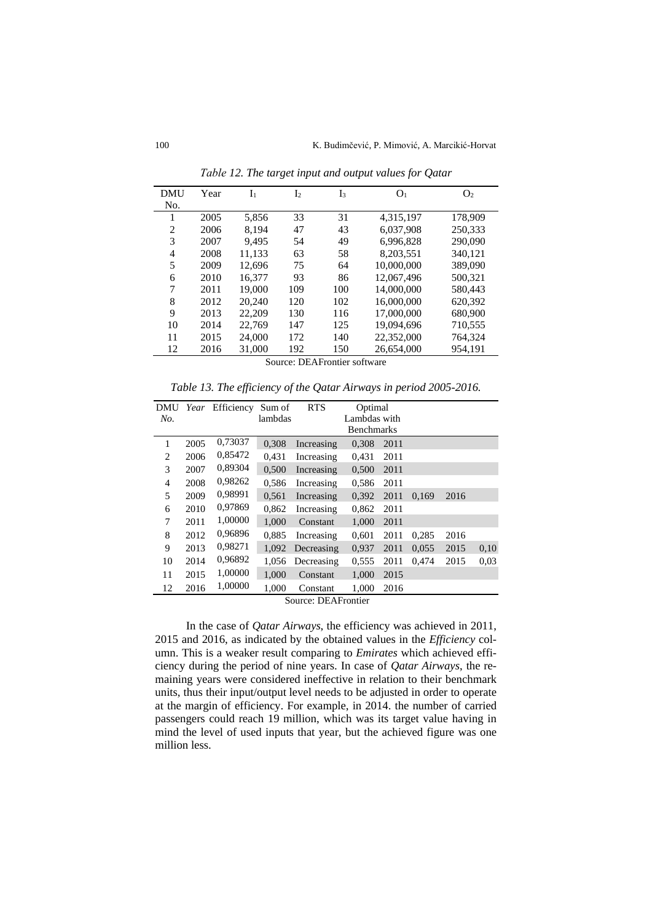*Table 12. The target input and output values for Qatar*

| DMU No. | Year | $I_1$ | $I_2$ | $I_3$ | $O_1$ | $O_2$ |
|---|---|---|---|---|---|---|
| 1 | 2005 | 5,856 | 33 | 31 | 4,315,197 | 178,909 |
| 2 | 2006 | 8,194 | 47 | 43 | 6,037,908 | 250,333 |
| 3 | 2007 | 9,495 | 54 | 49 | 6,996,828 | 290,090 |
| 4 | 2008 | 11,133 | 63 | 58 | 8,203,551 | 340,121 |
| 5 | 2009 | 12,696 | 75 | 64 | 10,000,000 | 389,090 |
| 6 | 2010 | 16,377 | 93 | 86 | 12,067,496 | 500,321 |
| 7 | 2011 | 19,000 | 109 | 100 | 14,000,000 | 580,443 |
| 8 | 2012 | 20,240 | 120 | 102 | 16,000,000 | 620,392 |
| 9 | 2013 | 22,209 | 130 | 116 | 17,000,000 | 680,900 |
| 10 | 2014 | 22,769 | 147 | 125 | 19,094,696 | 710,555 |
| 11 | 2015 | 24,000 | 172 | 140 | 22,352,000 | 764,324 |
| 12 | 2016 | 31,000 | 192 | 150 | 26,654,000 | 954,191 |

Source: DEAFrontier software

*Table 13. The efficiency of the Qatar Airways in period 2005-2016.*

| *DMU No.* | *Year* | Efficiency | Sum of lambdas | RTS | Optimal Lambdas with Benchmarks | | | | | |
|---|---|---|---|---|---|---|---|---|---|---|
| 1 | 2005 | 0,73037 | 0,308 | Increasing | 0,308 | 2011 | | | | |
| 2 | 2006 | 0,85472 | 0,431 | Increasing | 0,431 | 2011 | | | | |
| 3 | 2007 | 0,89304 | 0,500 | Increasing | 0,500 | 2011 | | | | |
| 4 | 2008 | 0,98262 | 0,586 | Increasing | 0,586 | 2011 | | | | |
| 5 | 2009 | 0,98991 | 0,561 | Increasing | 0,392 | 2011 | 0,169 | 2016 | | |
| 6 | 2010 | 0,97869 | 0,862 | Increasing | 0,862 | 2011 | | | | |
| 7 | 2011 | 1,00000 | 1,000 | Constant | 1,000 | 2011 | | | | |
| 8 | 2012 | 0,96896 | 0,885 | Increasing | 0,601 | 2011 | 0,285 | 2016 | | |
| 9 | 2013 | 0,98271 | 1,092 | Decreasing | 0,937 | 2011 | 0,055 | 2015 | 0,10 | |
| 10 | 2014 | 0,96892 | 1,056 | Decreasing | 0,555 | 2011 | 0,474 | 2015 | 0,03 | |
| 11 | 2015 | 1,00000 | 1,000 | Constant | 1,000 | 2015 | | | | |
| 12 | 2016 | 1,00000 | 1,000 | Constant | 1,000 | 2016 | | | | |

Source: DEAFrontier

In the case of *Qatar Airways*, the efficiency was achieved in 2011, 2015 and 2016, as indicated by the obtained values in the *Efficiency* column. This is a weaker result comparing to *Emirates* which achieved efficiency during the period of nine years. In case of *Qatar Airways*, the remaining years were considered ineffective in relation to their benchmark units, thus their input/output level needs to be adjusted in order to operate at the margin of efficiency. For example, in 2014. the number of carried passengers could reach 19 million, which was its target value having in mind the level of used inputs that year, but the achieved figure was one million less.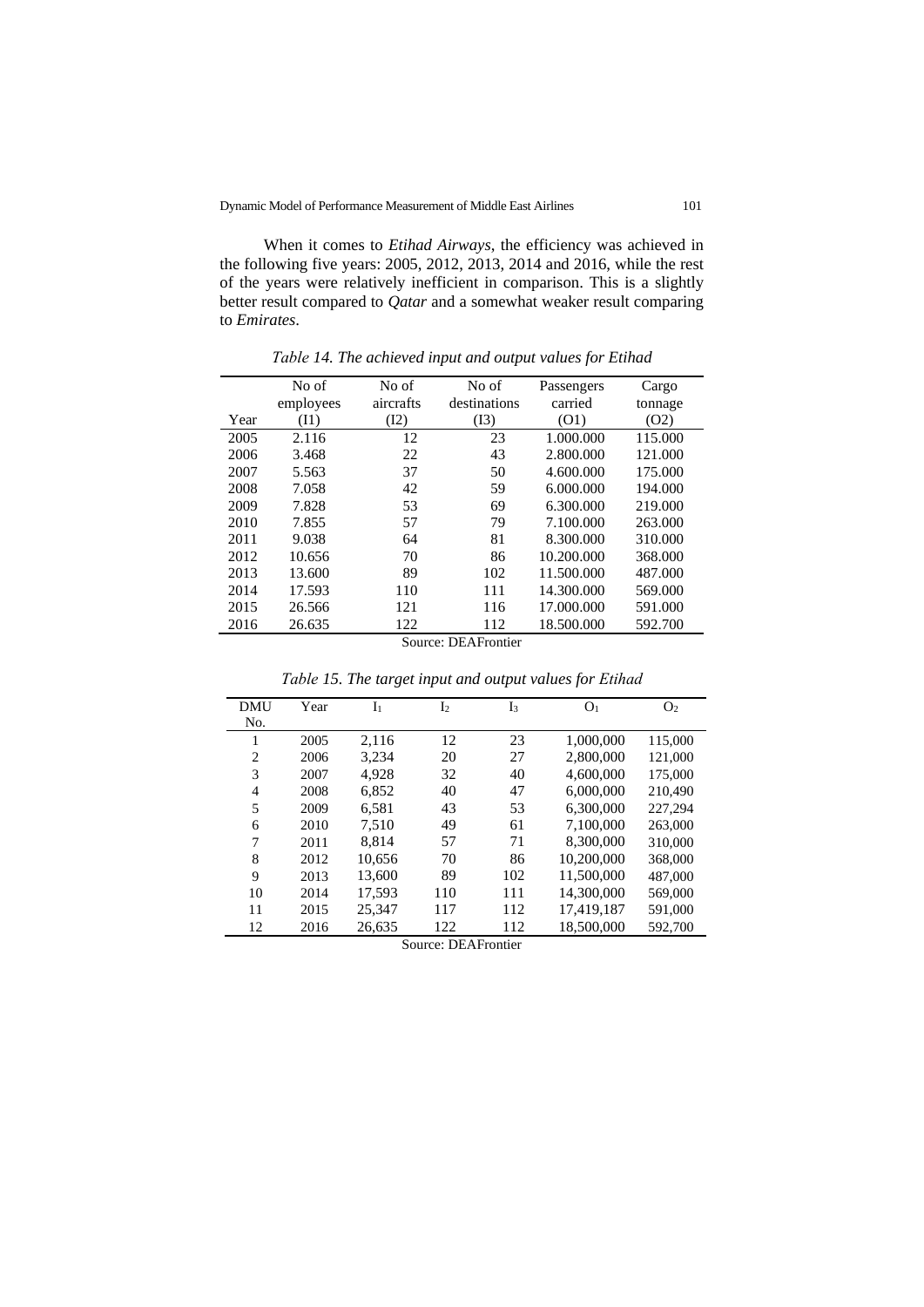When it comes to *Etihad Airways*, the efficiency was achieved in the following five years: 2005, 2012, 2013, 2014 and 2016, while the rest of the years were relatively inefficient in comparison. This is a slightly better result compared to *Qatar* and a somewhat weaker result comparing to *Emirates*.

*Table 14. The achieved input and output values for Etihad*

| Year | No of employees (I1) | No of aircrafts (I2) | No of destinations (I3) | Passengers carried (O1) | Cargo tonnage (O2) |
|---|---|---|---|---|---|
| 2005 | 2.116 | 12 | 23 | 1.000.000 | 115.000 |
| 2006 | 3.468 | 22 | 43 | 2.800.000 | 121.000 |
| 2007 | 5.563 | 37 | 50 | 4.600.000 | 175.000 |
| 2008 | 7.058 | 42 | 59 | 6.000.000 | 194.000 |
| 2009 | 7.828 | 53 | 69 | 6.300.000 | 219.000 |
| 2010 | 7.855 | 57 | 79 | 7.100.000 | 263.000 |
| 2011 | 9.038 | 64 | 81 | 8.300.000 | 310.000 |
| 2012 | 10.656 | 70 | 86 | 10.200.000 | 368.000 |
| 2013 | 13.600 | 89 | 102 | 11.500.000 | 487.000 |
| 2014 | 17.593 | 110 | 111 | 14.300.000 | 569.000 |
| 2015 | 26.566 | 121 | 116 | 17.000.000 | 591.000 |
| 2016 | 26.635 | 122 | 112 | 18.500.000 | 592.700 |

Source: DEAFrontier

*Table 15. The target input and output values for Etihad*

| DMU No. | Year | $I_1$ | $I_2$ | $I_3$ | $O_1$ | $O_2$ |
|---|---|---|---|---|---|---|
| 1 | 2005 | 2,116 | 12 | 23 | 1,000,000 | 115,000 |
| 2 | 2006 | 3,234 | 20 | 27 | 2,800,000 | 121,000 |
| 3 | 2007 | 4,928 | 32 | 40 | 4,600,000 | 175,000 |
| 4 | 2008 | 6,852 | 40 | 47 | 6,000,000 | 210,490 |
| 5 | 2009 | 6,581 | 43 | 53 | 6,300,000 | 227,294 |
| 6 | 2010 | 7,510 | 49 | 61 | 7,100,000 | 263,000 |
| 7 | 2011 | 8,814 | 57 | 71 | 8,300,000 | 310,000 |
| 8 | 2012 | 10,656 | 70 | 86 | 10,200,000 | 368,000 |
| 9 | 2013 | 13,600 | 89 | 102 | 11,500,000 | 487,000 |
| 10 | 2014 | 17,593 | 110 | 111 | 14,300,000 | 569,000 |
| 11 | 2015 | 25,347 | 117 | 112 | 17,419,187 | 591,000 |
| 12 | 2016 | 26,635 | 122 | 112 | 18,500,000 | 592,700 |

Source: DEAFrontier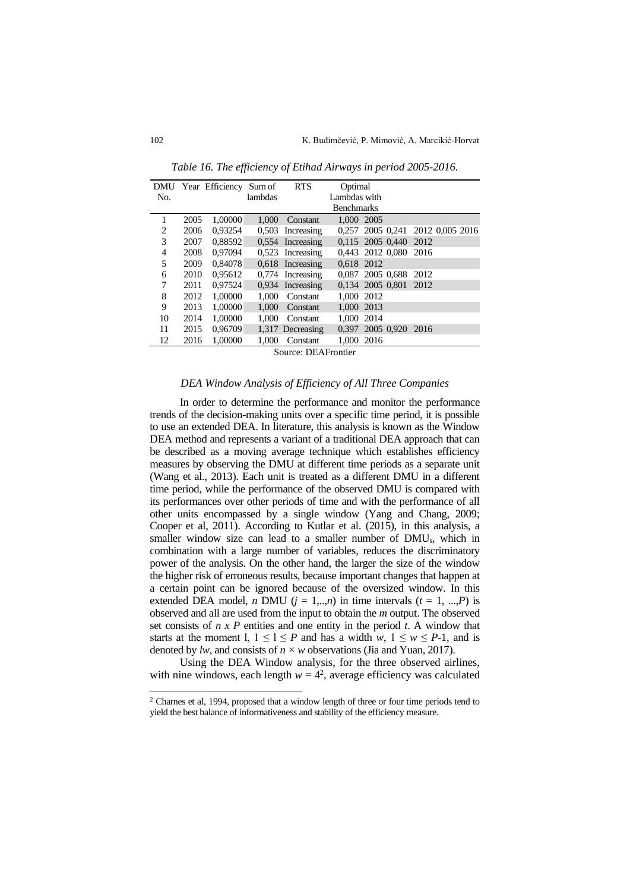*Table 16. The efficiency of Etihad Airways in period 2005-2016.*

| DMU No. | Year | Efficiency | Sum of lambdas | RTS | Optimal Lambdas with Benchmarks | | | | | |
|---|---|---|---|---|---|---|---|---|---|---|
| 1 | 2005 | 1,00000 | 1,000 | Constant | 1,000 | 2005 | | | | |
| 2 | 2006 | 0,93254 | 0,503 | Increasing | 0,257 | 2005 | 0,241 | 2012 | 0,005 | 2016 |
| 3 | 2007 | 0,88592 | 0,554 | Increasing | 0,115 | 2005 | 0,440 | 2012 | | |
| 4 | 2008 | 0,97094 | 0,523 | Increasing | 0,443 | 2012 | 0,080 | 2016 | | |
| 5 | 2009 | 0,84078 | 0,618 | Increasing | 0,618 | 2012 | | | | |
| 6 | 2010 | 0,95612 | 0,774 | Increasing | 0,087 | 2005 | 0,688 | 2012 | | |
| 7 | 2011 | 0,97524 | 0,934 | Increasing | 0,134 | 2005 | 0,801 | 2012 | | |
| 8 | 2012 | 1,00000 | 1,000 | Constant | 1,000 | 2012 | | | | |
| 9 | 2013 | 1,00000 | 1,000 | Constant | 1,000 | 2013 | | | | |
| 10 | 2014 | 1,00000 | 1,000 | Constant | 1,000 | 2014 | | | | |
| 11 | 2015 | 0,96709 | 1,317 | Decreasing | 0,397 | 2005 | 0,920 | 2016 | | |
| 12 | 2016 | 1,00000 | 1,000 | Constant | 1,000 | 2016 | | | | |

Source: DEAFrontier

### *DEA Window Analysis of Efficiency of All Three Companies*

In order to determine the performance and monitor the performance trends of the decision-making units over a specific time period, it is possible to use an extended DEA. In literature, this analysis is known as the Window DEA method and represents a variant of a traditional DEA approach that can be described as a moving average technique which establishes efficiency measures by observing the DMU at different time periods as a separate unit (Wang et al., 2013). Each unit is treated as a different DMU in a different time period, while the performance of the observed DMU is compared with its performances over other periods of time and with the performance of all other units encompassed by a single window (Yang and Chang, 2009; Cooper et al, 2011). According to Kutlar et al. (2015), in this analysis, a smaller window size can lead to a smaller number of $DMU_s$, which in combination with a large number of variables, reduces the discriminatory power of the analysis. On the other hand, the larger the size of the window the higher risk of erroneous results, because important changes that happen at a certain point can be ignored because of the oversized window. In this extended DEA model, $n$ DMU ($j = 1,..,n$) in time intervals ($t = 1, ...,P$) is observed and all are used from the input to obtain the $m$ output. The observed set consists of $n \times P$ entities and one entity in the period $t$. A window that starts at the moment l, $1 \leq l \leq P$ and has a width $w$, $1 \leq w \leq P$-1, and is denoted by $lw$, and consists of $n \times w$ observations (Jia and Yuan, 2017).

Using the DEA Window analysis, for the three observed airlines, with nine windows, each length $w = 4$[2], average efficiency was calculated

[2] Charnes et al, 1994, proposed that a window length of three or four time periods tend to yield the best balance of informativeness and stability of the efficiency measure.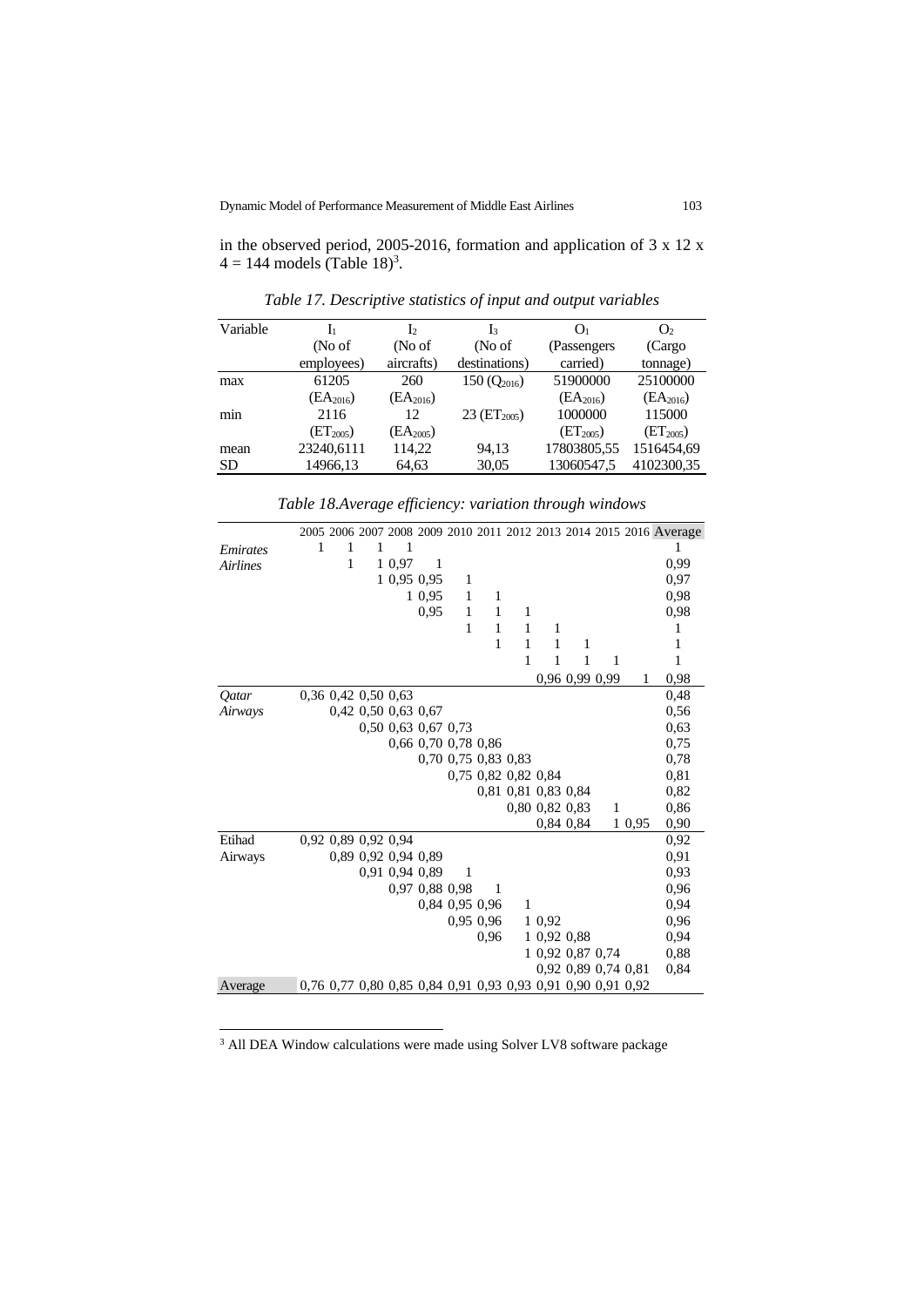in the observed period, 2005-2016, formation and application of 3 x 12 x 4 = 144 models (Table 18)[3].

*Table 17. Descriptive statistics of input and output variables*

| Variable | $I_1$ (No of employees) | $I_2$ (No of aircrafts) | $I_3$ (No of destinations) | $O_1$ (Passengers carried) | $O_2$ (Cargo tonnage) |
|---|---|---|---|---|---|
| max | 61205 ($EA_{2016}$) | 260 ($EA_{2016}$) | 150 ($Q_{2016}$) | 51900000 ($EA_{2016}$) | 25100000 ($EA_{2016}$) |
| min | 2116 ($ET_{2005}$) | 12 ($EA_{2005}$) | 23 ($ET_{2005}$) | 1000000 ($ET_{2005}$) | 115000 ($ET_{2005}$) |
| mean | 23240,6111 | 114,22 | 94,13 | 17803805,55 | 1516454,69 |
| SD | 14966,13 | 64,63 | 30,05 | 13060547,5 | 4102300,35 |

*Table 18.Average efficiency: variation through windows*

| | 2005 | 2006 | 2007 | 2008 | 2009 | 2010 | 2011 | 2012 | 2013 | 2014 | 2015 | 2016 | Average |
|---|---|---|---|---|---|---|---|---|---|---|---|---|---|
| *Emirates Airlines* | 1 | 1 | 1 | 1 | | | | | | | | | 1 |
| | | 1 | 1 | 0,97 | 1 | | | | | | | | 0,99 |
| | | | 1 | 0,95 | 0,95 | 1 | | | | | | | 0,97 |
| | | | | 1 | 0,95 | 1 | 1 | | | | | | 0,98 |
| | | | | | 0,95 | 1 | 1 | 1 | | | | | 0,98 |
| | | | | | | 1 | 1 | 1 | 1 | | | | 1 |
| | | | | | | | 1 | 1 | 1 | 1 | | | 1 |
| | | | | | | | | 1 | 1 | 1 | 1 | | 1 |
| | | | | | | | | | 0,96 | 0,99 | 0,99 | 1 | 0,98 |
| *Qatar Airways* | 0,36 | 0,42 | 0,50 | 0,63 | | | | | | | | | 0,48 |
| | | 0,42 | 0,50 | 0,63 | 0,67 | | | | | | | | 0,56 |
| | | | 0,50 | 0,63 | 0,67 | 0,73 | | | | | | | 0,63 |
| | | | | 0,66 | 0,70 | 0,78 | 0,86 | | | | | | 0,75 |
| | | | | | 0,70 | 0,75 | 0,83 | 0,83 | | | | | 0,78 |
| | | | | | | 0,75 | 0,82 | 0,82 | 0,84 | | | | 0,81 |
| | | | | | | | 0,81 | 0,81 | 0,83 | 0,84 | | | 0,82 |
| | | | | | | | | 0,80 | 0,82 | 0,83 | 1 | | 0,86 |
| | | | | | | | | | 0,84 | 0,84 | 1 | 0,95 | 0,90 |
| Etihad Airways | 0,92 | 0,89 | 0,92 | 0,94 | | | | | | | | | 0,92 |
| | | 0,89 | 0,92 | 0,94 | 0,89 | | | | | | | | 0,91 |
| | | | 0,91 | 0,94 | 0,89 | 1 | | | | | | | 0,93 |
| | | | | 0,97 | 0,88 | 0,98 | 1 | | | | | | 0,96 |
| | | | | | 0,84 | 0,95 | 0,96 | 1 | | | | | 0,94 |
| | | | | | | 0,95 | 0,96 | 1 | 0,92 | | | | 0,96 |
| | | | | | | | 0,96 | 1 | 0,92 | 0,88 | | | 0,94 |
| | | | | | | | | 1 | 0,92 | 0,87 | 0,74 | | 0,88 |
| | | | | | | | | | 0,92 | 0,89 | 0,74 | 0,81 | 0,84 |
| Average | 0,76 | 0,77 | 0,80 | 0,85 | 0,84 | 0,91 | 0,93 | 0,93 | 0,91 | 0,90 | 0,91 | 0,92 | |

[3] All DEA Window calculations were made using Solver LV8 software package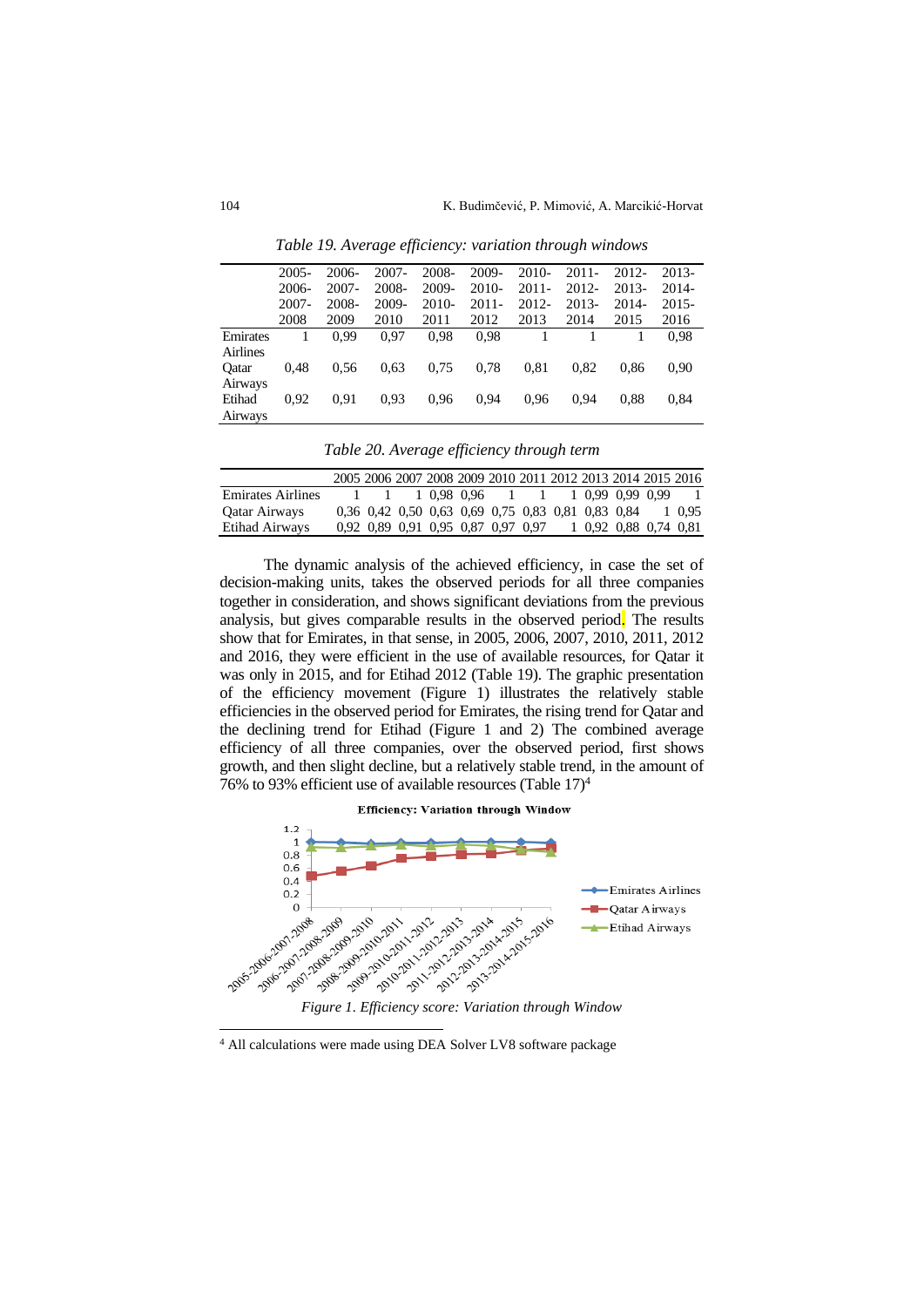*Table 19. Average efficiency: variation through windows*

| | 2005-2006-2007-2008 | 2006-2007-2008-2009 | 2007-2008-2009-2010 | 2008-2009-2010-2011 | 2009-2010-2011-2012 | 2010-2011-2012-2013 | 2011-2012-2013-2014 | 2012-2013-2014-2015 | 2013-2014-2015-2016 |
|---|---|---|---|---|---|---|---|---|---|
| Emirates Airlines | 1 | 0,99 | 0,97 | 0,98 | 0,98 | 1 | 1 | 1 | 0,98 |
| Qatar Airways | 0,48 | 0,56 | 0,63 | 0,75 | 0,78 | 0,81 | 0,82 | 0,86 | 0,90 |
| Etihad Airways | 0,92 | 0,91 | 0,93 | 0,96 | 0,94 | 0,96 | 0,94 | 0,88 | 0,84 |

*Table 20. Average efficiency through term*

| | 2005 | 2006 | 2007 | 2008 | 2009 | 2010 | 2011 | 2012 | 2013 | 2014 | 2015 | 2016 |
|---|---|---|---|---|---|---|---|---|---|---|---|---|
| Emirates Airlines | 1 | 1 | 1 | 0,98 | 0,96 | 1 | 1 | 1 | 0,99 | 0,99 | 0,99 | 1 |
| Qatar Airways | 0,36 | 0,42 | 0,50 | 0,63 | 0,69 | 0,75 | 0,83 | 0,81 | 0,83 | 0,84 | 1 | 0,95 |
| Etihad Airways | 0,92 | 0,89 | 0,91 | 0,95 | 0,87 | 0,97 | 0,97 | 1 | 0,92 | 0,88 | 0,74 | 0,81 |

The dynamic analysis of the achieved efficiency, in case the set of decision-making units, takes the observed periods for all three companies together in consideration, and shows significant deviations from the previous analysis, but gives comparable results in the observed period. The results show that for Emirates, in that sense, in 2005, 2006, 2007, 2010, 2011, 2012 and 2016, they were efficient in the use of available resources, for Qatar it was only in 2015, and for Etihad 2012 (Table 19). The graphic presentation of the efficiency movement (Figure 1) illustrates the relatively stable efficiencies in the observed period for Emirates, the rising trend for Qatar and the declining trend for Etihad (Figure 1 and 2) The combined average efficiency of all three companies, over the observed period, first shows growth, and then slight decline, but a relatively stable trend, in the amount of 76% to 93% efficient use of available resources (Table 17)[4]

*Figure 1. Efficiency score: Variation through Window*

[4] All calculations were made using DEA Solver LV8 software package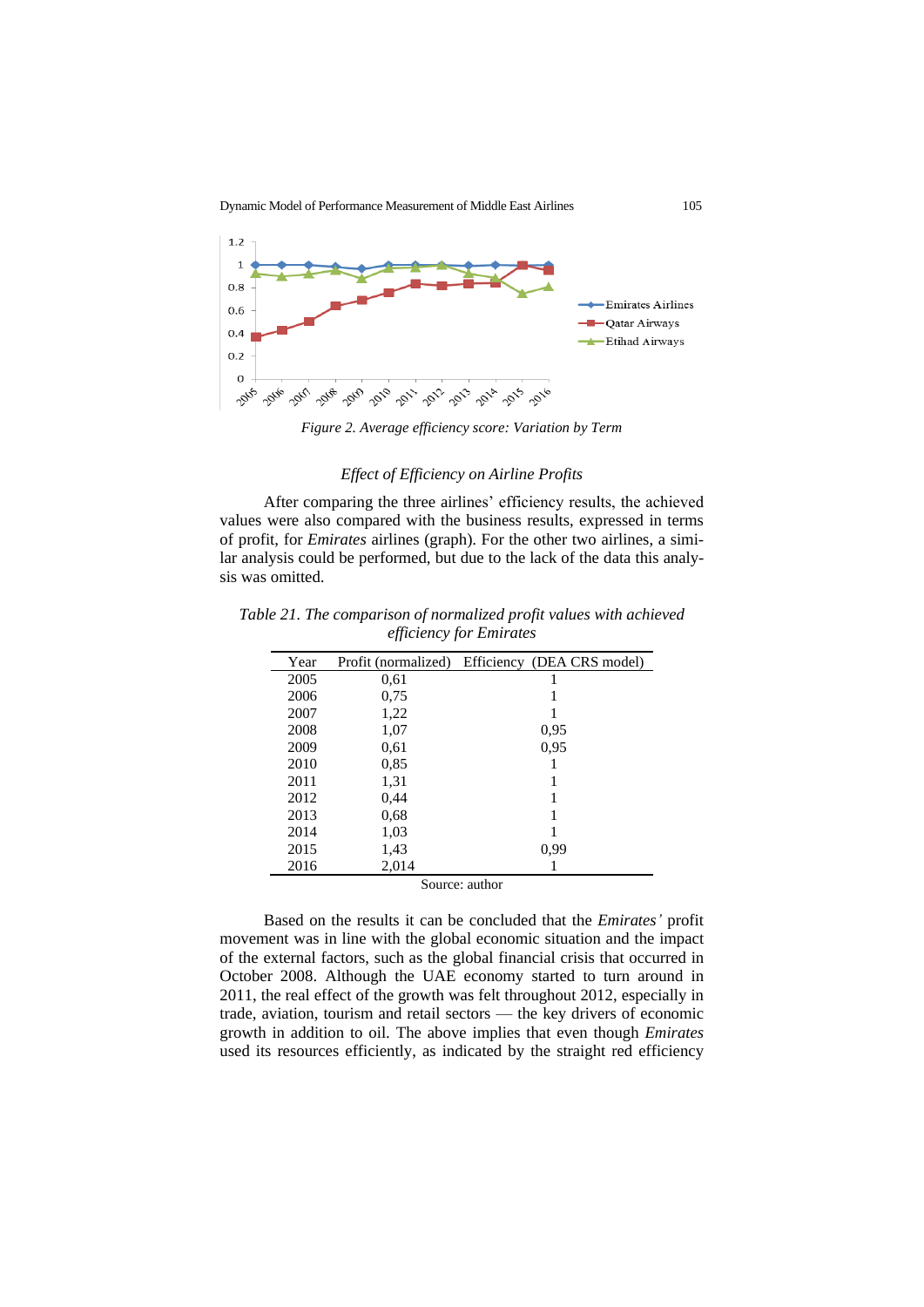*Figure 2. Average efficiency score: Variation by Term*

### *Effect of Efficiency on Airline Profits*

After comparing the three airlines' efficiency results, the achieved values were also compared with the business results, expressed in terms of profit, for *Emirates* airlines (graph). For the other two airlines, a similar analysis could be performed, but due to the lack of the data this analysis was omitted.

*Table 21. The comparison of normalized profit values with achieved efficiency for Emirates*

| Year | Profit (normalized) | Efficiency (DEA CRS model) |
|---|---|---|
| 2005 | 0,61 | 1 |
| 2006 | 0,75 | 1 |
| 2007 | 1,22 | 1 |
| 2008 | 1,07 | 0,95 |
| 2009 | 0,61 | 0,95 |
| 2010 | 0,85 | 1 |
| 2011 | 1,31 | 1 |
| 2012 | 0,44 | 1 |
| 2013 | 0,68 | 1 |
| 2014 | 1,03 | 1 |
| 2015 | 1,43 | 0,99 |
| 2016 | 2,014 | 1 |

Source: author

Based on the results it can be concluded that the *Emirates'* profit movement was in line with the global economic situation and the impact of the external factors, such as the global financial crisis that occurred in October 2008. Although the UAE economy started to turn around in 2011, the real effect of the growth was felt throughout 2012, especially in trade, aviation, tourism and retail sectors — the key drivers of economic growth in addition to oil. The above implies that even though *Emirates* used its resources efficiently, as indicated by the straight red efficiency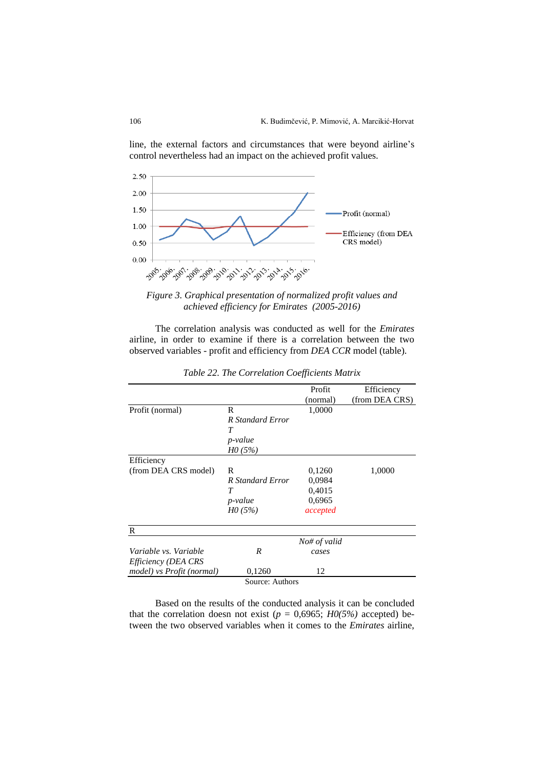line, the external factors and circumstances that were beyond airline's control nevertheless had an impact on the achieved profit values.

*Figure 3. Graphical presentation of normalized profit values and achieved efficiency for Emirates (2005-2016)*

The correlation analysis was conducted as well for the *Emirates* airline, in order to examine if there is a correlation between the two observed variables - profit and efficiency from *DEA CCR* model (table).

*Table 22. The Correlation Coefficients Matrix*

| | | Profit (normal) | Efficiency (from DEA CRS) |
|---|---|---|---|
| Profit (normal) | R | 1,0000 | |
| | *R Standard Error* | | |
| | *T* | | |
| | *p-value* | | |
| | *H0 (5%)* | | |
| Efficiency (from DEA CRS model) | R | 0,1260 | 1,0000 |
| | *R Standard Error* | 0,0984 | |
| | *T* | 0,4015 | |
| | *p-value* | 0,6965 | |
| | *H0 (5%)* | *accepted* | |

R

| *Variable vs. Variable* | *R* | *No# of valid cases* |
|---|---|---|
| *Efficiency (DEA CRS model) vs Profit (normal)* | 0,1260 | 12 |

Source: Authors

Based on the results of the conducted analysis it can be concluded that the correlation doesn not exist ($p$ = 0,6965; *H0(5%)* accepted) between the two observed variables when it comes to the *Emirates* airline,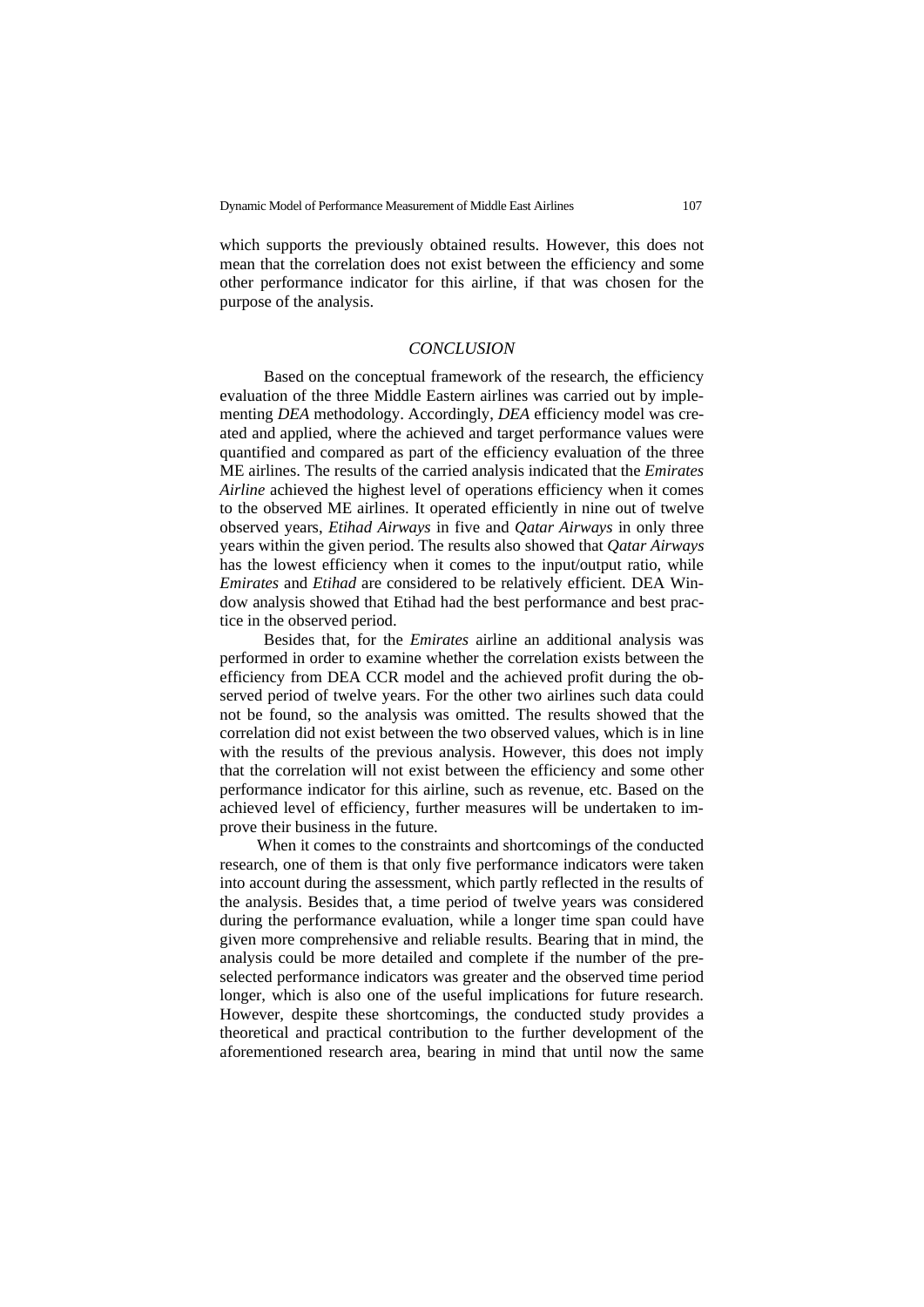which supports the previously obtained results. However, this does not mean that the correlation does not exist between the efficiency and some other performance indicator for this airline, if that was chosen for the purpose of the analysis.

## *CONCLUSION*

Based on the conceptual framework of the research, the efficiency evaluation of the three Middle Eastern airlines was carried out by implementing *DEA* methodology. Accordingly, *DEA* efficiency model was created and applied, where the achieved and target performance values were quantified and compared as part of the efficiency evaluation of the three ME airlines. The results of the carried analysis indicated that the *Emirates Airline* achieved the highest level of operations efficiency when it comes to the observed ME airlines. It operated efficiently in nine out of twelve observed years, *Etihad Airways* in five and *Qatar Airways* in only three years within the given period. The results also showed that *Qatar Airways* has the lowest efficiency when it comes to the input/output ratio, while *Emirates* and *Etihad* are considered to be relatively efficient. DEA Window analysis showed that Etihad had the best performance and best practice in the observed period.

Besides that, for the *Emirates* airline an additional analysis was performed in order to examine whether the correlation exists between the efficiency from DEA CCR model and the achieved profit during the observed period of twelve years. For the other two airlines such data could not be found, so the analysis was omitted. The results showed that the correlation did not exist between the two observed values, which is in line with the results of the previous analysis. However, this does not imply that the correlation will not exist between the efficiency and some other performance indicator for this airline, such as revenue, etc. Based on the achieved level of efficiency, further measures will be undertaken to improve their business in the future.

When it comes to the constraints and shortcomings of the conducted research, one of them is that only five performance indicators were taken into account during the assessment, which partly reflected in the results of the analysis. Besides that, a time period of twelve years was considered during the performance evaluation, while a longer time span could have given more comprehensive and reliable results. Bearing that in mind, the analysis could be more detailed and complete if the number of the preselected performance indicators was greater and the observed time period longer, which is also one of the useful implications for future research. However, despite these shortcomings, the conducted study provides a theoretical and practical contribution to the further development of the aforementioned research area, bearing in mind that until now the same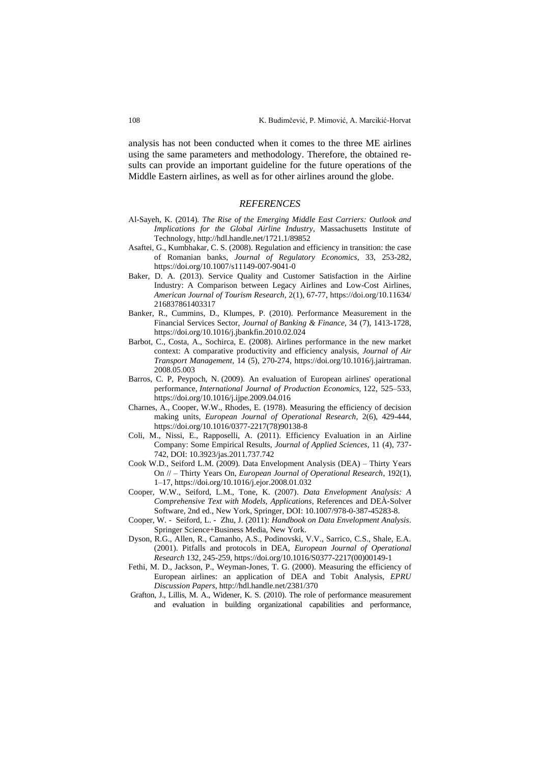analysis has not been conducted when it comes to the three ME airlines using the same parameters and methodology. Therefore, the obtained results can provide an important guideline for the future operations of the Middle Eastern airlines, as well as for other airlines around the globe.

## *REFERENCES*

Al-Sayeh, K. (2014). *The Rise of the Emerging Middle East Carriers: Outlook and Implications for the Global Airline Industry*, Massachusetts Institute of Technology, http://hdl.handle.net/1721.1/89852

Asaftei, G., Kumbhakar, C. S. (2008). Regulation and efficiency in transition: the case of Romanian banks, *Journal of Regulatory Economics*, 33, 253-282, https://doi.org/10.1007/s11149-007-9041-0

Baker, D. A. (2013). Service Quality and Customer Satisfaction in the Airline Industry: A Comparison between Legacy Airlines and Low-Cost Airlines, *American Journal of Tourism Research*, 2(1), 67-77, https://doi.org/10.11634/216837861403317

Banker, R., Cummins, D., Klumpes, P. (2010). Performance Measurement in the Financial Services Sector, *Journal of Banking & Finance*, 34 (7), 1413-1728, https://doi.org/10.1016/j.jbankfin.2010.02.024

Barbot, C., Costa, A., Sochirca, E. (2008). Airlines performance in the new market context: A comparative productivity and efficiency analysis, *Journal of Air Transport Management*, 14 (5), 270-274, https://doi.org/10.1016/j.jairtraman.2008.05.003

Barros, C. P, Peypoch, N. (2009). An evaluation of European airlines' operational performance, *International Journal of Production Economics*, 122, 525–533, https://doi.org/10.1016/j.ijpe.2009.04.016

Charnes, A., Cooper, W.W., Rhodes, E. (1978). Measuring the efficiency of decision making units, *European Journal of Operational Research*, 2(6), 429-444, https://doi.org/10.1016/0377-2217(78)90138-8

Coli, M., Nissi, E., Rapposelli, A. (2011). Efficiency Evaluation in an Airline Company: Some Empirical Results, *Journal of Applied Sciences*, 11 (4), 737-742, DOI: 10.3923/jas.2011.737.742

Cook W.D., Seiford L.M. (2009). Data Envelopment Analysis (DEA) – Thirty Years On // – Thirty Years On, *European Journal of Operational Research*, 192(1), 1–17, https://doi.org/10.1016/j.ejor.2008.01.032

Cooper, W.W., Seiford, L.M., Tone, K. (2007). *Data Envelopment Analysis: A Comprehensive Text with Models, Applications*, References and DEÀ-Solver Software, 2nd ed., New York, Springer, DOI: 10.1007/978-0-387-45283-8.

Cooper, W. - Seiford, L. - Zhu, J. (2011): *Handbook on Data Envelopment Analysis*. Springer Science+Business Media, New York.

Dyson, R.G., Allen, R., Camanho, A.S., Podinovski, V.V., Sarrico, C.S., Shale, E.A. (2001). Pitfalls and protocols in DEA, *European Journal of Operational Research* 132, 245-259, https://doi.org/10.1016/S0377-2217(00)00149-1

Fethi, M. D., Jackson, P., Weyman-Jones, T. G. (2000). Measuring the efficiency of European airlines: an application of DEA and Tobit Analysis, *EPRU Discussion Papers*, http://hdl.handle.net/2381/370

Grafton, J., Lillis, M. A., Widener, K. S. (2010). The role of performance measurement and evaluation in building organizational capabilities and performance,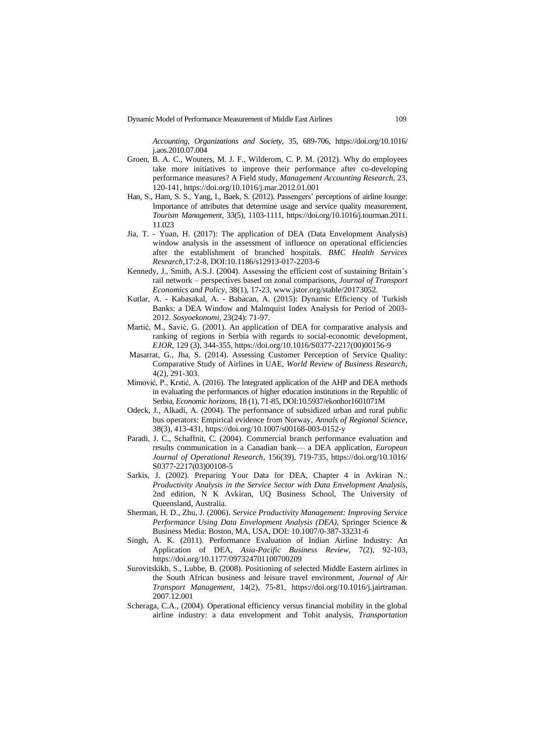*Accounting, Organizations and Society*, 35, 689-706, https://doi.org/10.1016/j.aos.2010.07.004

Groen, B. A. C., Wouters, M. J. F., Wilderom, C. P. M. (2012). Why do employees take more initiatives to improve their performance after co-developing performance measures? A Field study, *Management Accounting Research*, 23, 120-141, https://doi.org/10.1016/j.mar.2012.01.001

Han, S., Ham, S. S., Yang, I., Baek, S. (2012). Passengers' perceptions of airline lounge: Importance of attributes that determine usage and service quality measurement, *Tourism Management*, 33(5), 1103-1111, https://doi.org/10.1016/j.tourman.2011.11.023

Jia, T. - Yuan, H. (2017): The application of DEA (Data Envelopment Analysis) window analysis in the assessment of influence on operational efficiencies after the establishment of branched hospitals. *BMC Health Services Research*,17:2-8, DOI:10.1186/s12913-017-2203-6

Kennedy, J., Smith, A.S.J. (2004). Assessing the efficient cost of sustaining Britain's rail network – perspectives based on zonal comparisons, *Journal of Transport Economics and Policy*, 38(1), 17-23, www.jstor.org/stable/20173052.

Kutlar, A. - Kabasakal, A. - Babacan, A. (2015): Dynamic Efficiency of Turkish Banks: a DEA Window and Malmquist Index Analysis for Period of 2003-2012. *Sosyoekonomi*, 23(24): 71-97.

Martić, M., Savić, G. (2001). An application of DEA for comparative analysis and ranking of regions in Serbia with regards to social-economic development, *EJOR*, 129 (3), 344-355, https://doi.org/10.1016/S0377-2217(00)00156-9

Masarrat, G., Jha, S. (2014). Assessing Customer Perception of Service Quality: Comparative Study of Airlines in UAE, *World Review of Business Research*, 4(2), 291-303.

Mimović, P., Krstić, A. (2016). The Integrated application of the AHP and DEA methods in evaluating the performances of higher education institutions in the Republic of Serbia, *Economic horizons*, 18 (1), 71-85, DOI:10.5937/ekonhor1601071M

Odeck, J., Alkadi, A. (2004). The performance of subsidized urban and rural public bus operators: Empirical evidence from Norway, *Annals of Regional Science*, 38(3), 413-431, https://doi.org/10.1007/s00168-003-0152-y

Paradi, J. C., Schaffnit, C. (2004). Commercial branch performance evaluation and results communication in a Canadian bank— a DEA application, *European Journal of Operational Research*, 156(39), 719-735, https://doi.org/10.1016/S0377-2217(03)00108-5

Sarkis, J. (2002). Preparing Your Data for DEA, Chapter 4 in Avkiran N.: *Productivity Analysis in the Service Sector with Data Envelopment Analysis*, 2nd edition, N K Avkiran, UQ Business School, The University of Queensland, Australia.

Sherman, H. D., Zhu, J. (2006). *Service Productivity Management: Improving Service Performance Using Data Envelopment Analysis (DEA)*, Springer Science & Business Media: Boston, MA, USA, DOI: 10.1007/0-387-33231-6

Singh, A. K. (2011). Performance Evaluation of Indian Airline Industry: An Application of DEA, *Asia-Pacific Business Review*, 7(2), 92-103, https://doi.org/10.1177/097324701100700209

Surovitskikh, S., Lubbe, B. (2008). Positioning of selected Middle Eastern airlines in the South African business and leisure travel environment, *Journal of Air Transport Management*, 14(2), 75-81, https://doi.org/10.1016/j.jairtraman.2007.12.001

Scheraga, C.A., (2004). Operational efficiency versus financial mobility in the global airline industry: a data envelopment and Tobit analysis, *Transportation*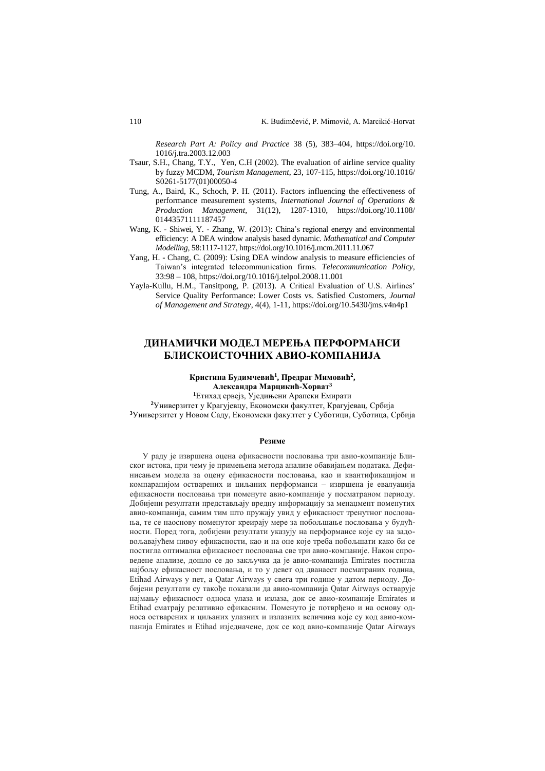*Research Part A: Policy and Practice* 38 (5), 383–404, https://doi.org/10.1016/j.tra.2003.12.003

Tsaur, S.H., Chang, T.Y., Yen, C.H (2002). The evaluation of airline service quality by fuzzy MCDM, *Tourism Management*, 23, 107-115, https://doi.org/10.1016/S0261-5177(01)00050-4

Tung, A., Baird, K., Schoch, P. H. (2011). Factors influencing the effectiveness of performance measurement systems, *International Journal of Operations & Production Management*, 31(12), 1287-1310, https://doi.org/10.1108/01443571111187457

Wang, K. - Shiwei, Y. - Zhang, W. (2013): China's regional energy and environmental efficiency: A DEA window analysis based dynamic. *Mathematical and Computer Modelling*, 58:1117-1127, https://doi.org/10.1016/j.mcm.2011.11.067

Yang, H. - Chang, C. (2009): Using DEA window analysis to measure efficiencies of Taiwan's integrated telecommunication firms. *Telecommunication Policy*, 33:98 – 108, https://doi.org/10.1016/j.telpol.2008.11.001

Yayla-Kullu, H.M., Tansitpong, P. (2013). A Critical Evaluation of U.S. Airlines' Service Quality Performance: Lower Costs vs. Satisfied Customers, *Journal of Management and Strategy*, 4(4), 1-11, https://doi.org/10.5430/jms.v4n4p1

# ДИНАМИЧКИ МОДЕЛ МЕРЕЊА ПЕРФОРМАНСИ БЛИСКОИСТОЧНИХ АВИО-КОМПАНИЈА

**Кристина Будимчевић[1], Предраг Мимовић[2], Александра Марцикић-Хорват[3]**

[1]Етихад ервејз, Уједињени Арапски Емирати
[2]Универзитет у Крагујевцу, Економски факултет, Крагујевац, Србија
[3]Универзитет у Новом Саду, Економски факултет у Суботици, Суботица, Србија

**Резиме**

У раду је извршена оцена ефикасности пословања три авио-компаније Блиског истока, при чему је примењена метода анализе обавијањем података. Дефинисањем модела за оцену ефикасности пословања, као и квантификацијом и компарацијом остварених и циљаних перформанси – извршена је евалуација ефикасности пословања три поменуте авио-компаније у посматраном периоду. Добијени резултати представљају вредну информацију за менаџмент поменутих авио-компанија, самим тим што пружају увид у ефикасност тренутног пословања, те се наоснову поменутог креирају мере за побољшање пословања у будућности. Поред тога, добијени резултати указују на перформансе које су на задовољавајућем нивоу ефикасности, као и на оне које треба побољшати како би се постигла оптимална ефикасност пословања све три авио-компаније. Након спроведене анализе, дошло се до закључка да је авио-компанија Emirates постигла најбољу ефикасност пословања, и то у девет од дванаест посматраних година, Etihad Airways у пет, а Qatar Airways у свега три године у датом периоду. Добијени резултати су такође показали да авио-компанија Qatar Airways остварује најмању ефикасност односа улаза и излаза, док се авио-компаније Emirates и Etihad сматрају релативно ефикасним. Поменуто је потврђено и на основу односа остварених и циљаних улазних и излазних величина које су код авио-компанија Emirates и Etihad изједначене, док се код авио-компаније Qatar Airways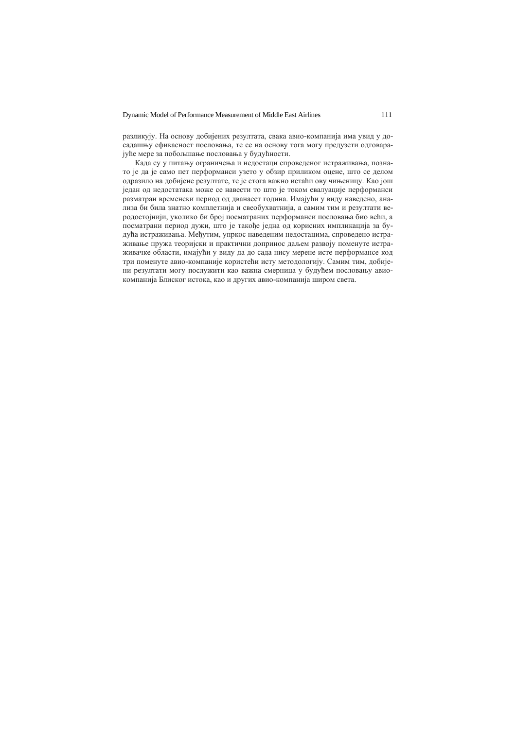разликују. На основу добијених резултата, свака авио-компанија има увид у досадашњу ефикасност пословања, те се на основу тога могу предузети одговарајуће мере за побољшање пословања у будућности.

Када су у питању ограничења и недостаци спроведеног истраживања, познато је да је само пет перформанси узето у обзир приликом оцене, што се делом одразило на добијене резултате, те је стога важно истаћи ову чињеницу. Као још један од недостатака може се навести то што је током евалуације перформанси разматран временски период од дванаест година. Имајући у виду наведено, анализа би била знатно комплетнија и свеобухватнија, а самим тим и резултати веродостојнији, уколико би број посматраних перформанси пословања био већи, а посматрани период дужи, што је такође једна од корисних импликација за будућа истраживања. Међутим, упркос наведеним недостацима, спроведено истраживање пружа теоријски и практични допринос даљем развоју поменуте истраживачке области, имајући у виду да до сада нису мерене исте перформансе код три поменуте авио-компаније користећи исту методологију. Самим тим, добијени резултати могу послужити као важна смерница у будућем пословању авио-компанија Блиског истока, као и других авио-компанија широм света.